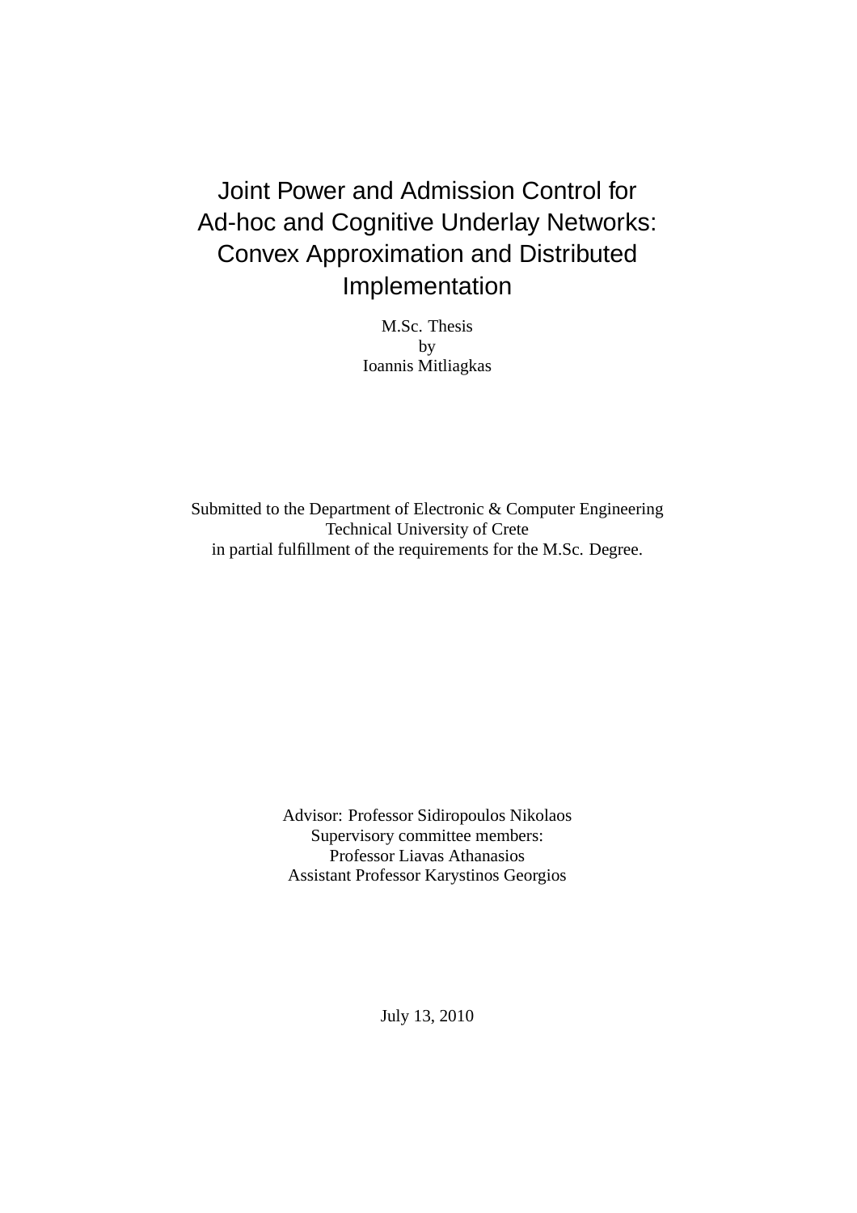# Joint Power and Admission Control for Ad-hoc and Cognitive Underlay Networks: Convex Approximation and Distributed Implementation

M.Sc. Thesis
by
Ioannis Mitliagkas

Submitted to the Department of Electronic & Computer Engineering
Technical University of Crete
in partial fulfillment of the requirements for the M.Sc. Degree.

Advisor: Professor Sidiropoulos Nikolaos
Supervisory committee members:
Professor Liavas Athanasios
Assistant Professor Karystinos Georgios

July 13, 2010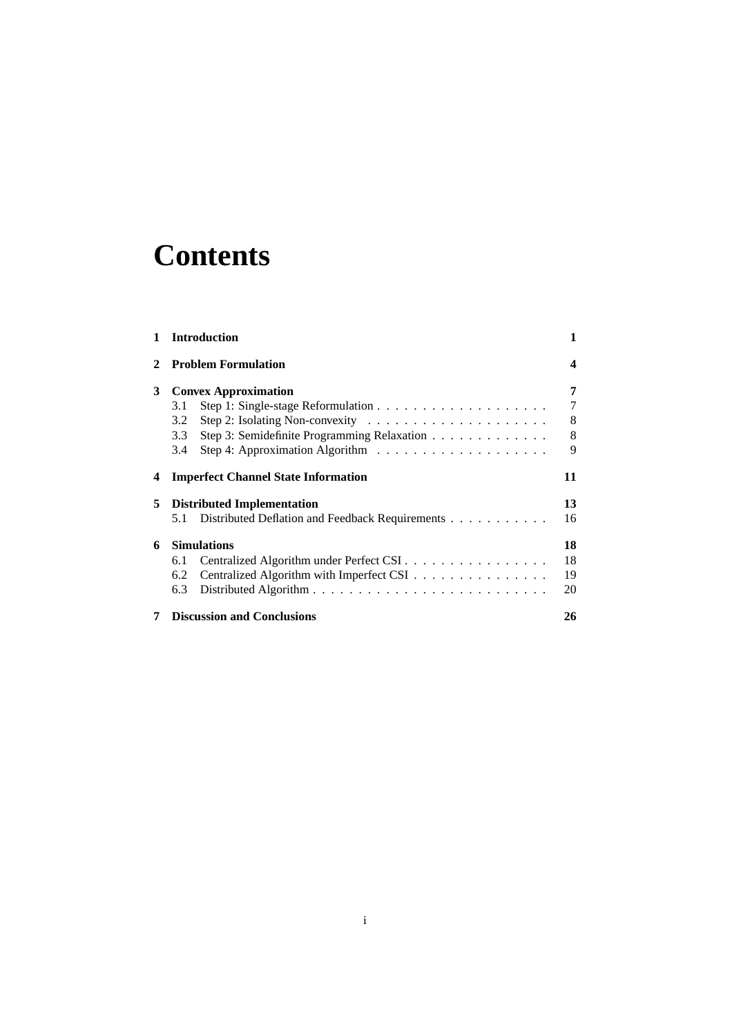# Contents

| | | |
|---|---|---|
| **1** | **Introduction** | **1** |
| **2** | **Problem Formulation** | **4** |
| **3** | **Convex Approximation** | **7** |
| | 3.1 Step 1: Single-stage Reformulation | 7 |
| | 3.2 Step 2: Isolating Non-convexity | 8 |
| | 3.3 Step 3: Semidefinite Programming Relaxation | 8 |
| | 3.4 Step 4: Approximation Algorithm | 9 |
| **4** | **Imperfect Channel State Information** | **11** |
| **5** | **Distributed Implementation** | **13** |
| | 5.1 Distributed Deflation and Feedback Requirements | 16 |
| **6** | **Simulations** | **18** |
| | 6.1 Centralized Algorithm under Perfect CSI | 18 |
| | 6.2 Centralized Algorithm with Imperfect CSI | 19 |
| | 6.3 Distributed Algorithm | 20 |
| **7** | **Discussion and Conclusions** | **26** |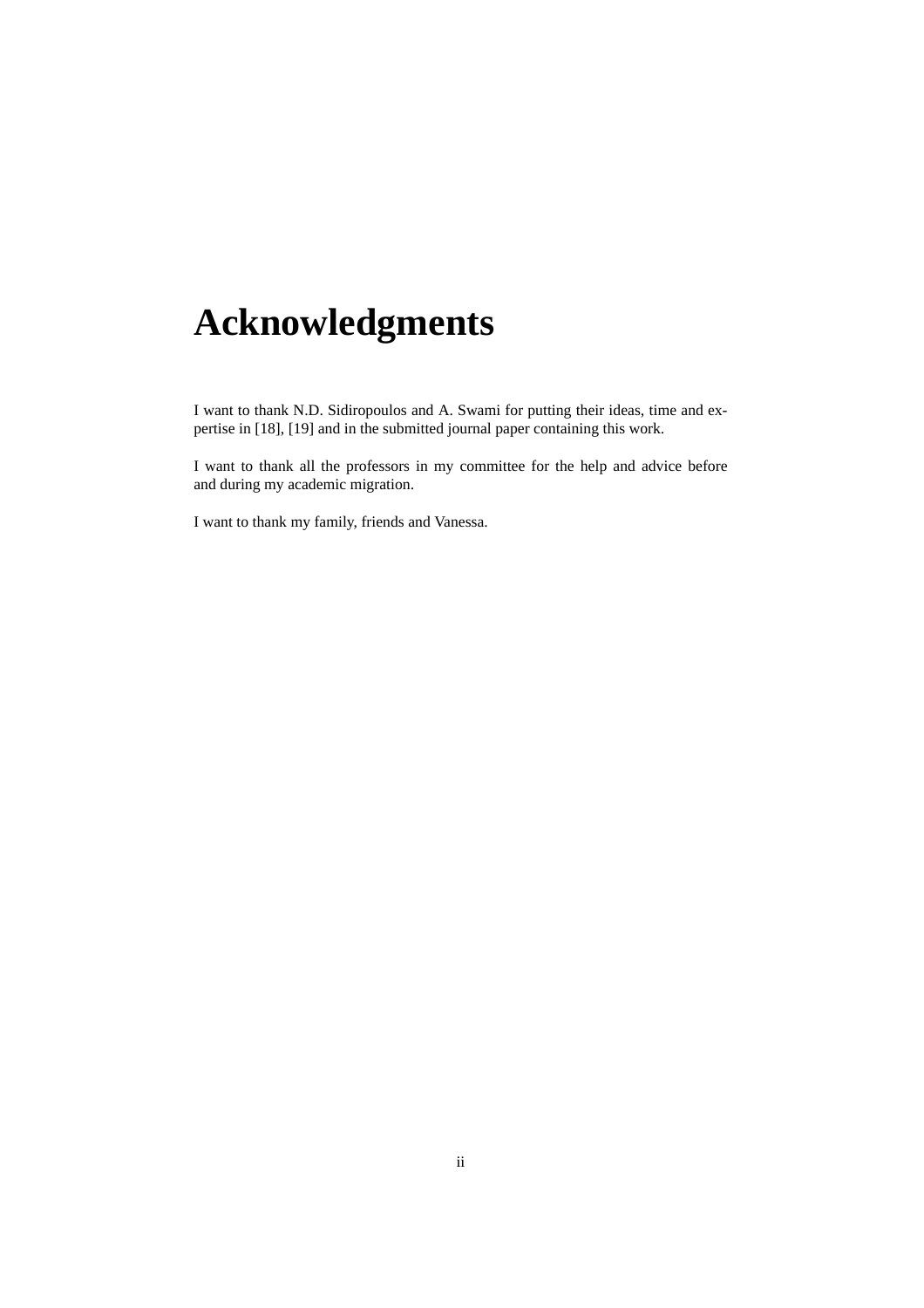# Acknowledgments

I want to thank N.D. Sidiropoulos and A. Swami for putting their ideas, time and expertise in [18], [19] and in the submitted journal paper containing this work.

I want to thank all the professors in my committee for the help and advice before and during my academic migration.

I want to thank my family, friends and Vanessa.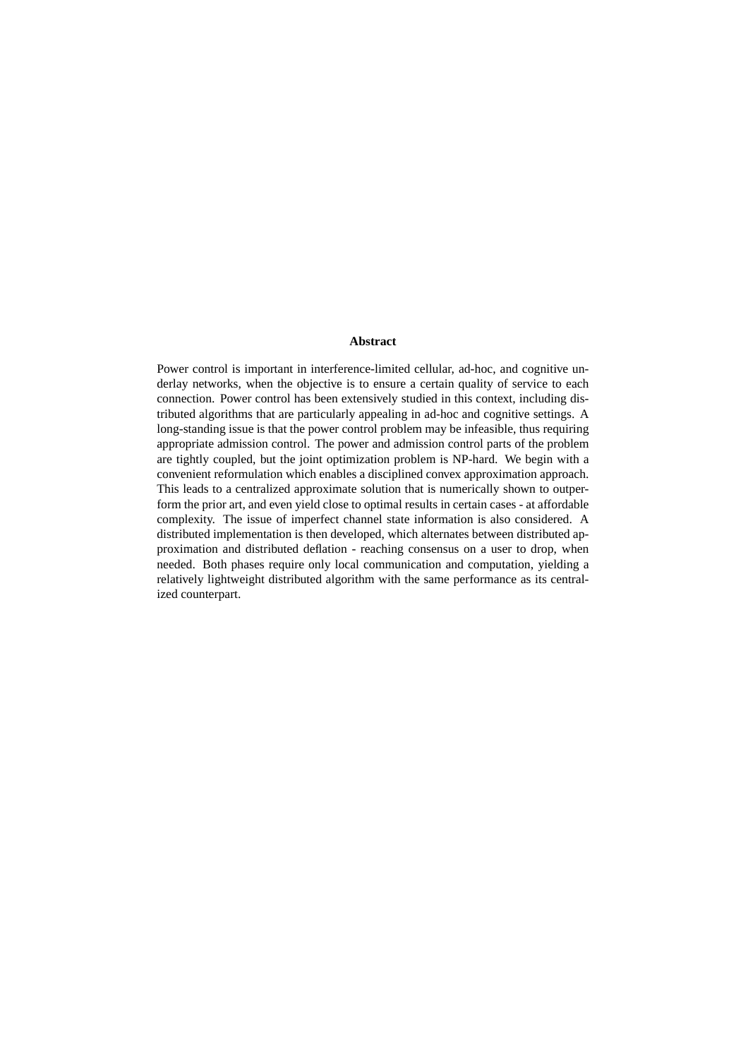**Abstract**

Power control is important in interference-limited cellular, ad-hoc, and cognitive underlay networks, when the objective is to ensure a certain quality of service to each connection. Power control has been extensively studied in this context, including distributed algorithms that are particularly appealing in ad-hoc and cognitive settings. A long-standing issue is that the power control problem may be infeasible, thus requiring appropriate admission control. The power and admission control parts of the problem are tightly coupled, but the joint optimization problem is NP-hard. We begin with a convenient reformulation which enables a disciplined convex approximation approach. This leads to a centralized approximate solution that is numerically shown to outperform the prior art, and even yield close to optimal results in certain cases - at affordable complexity. The issue of imperfect channel state information is also considered. A distributed implementation is then developed, which alternates between distributed approximation and distributed deflation - reaching consensus on a user to drop, when needed. Both phases require only local communication and computation, yielding a relatively lightweight distributed algorithm with the same performance as its centralized counterpart.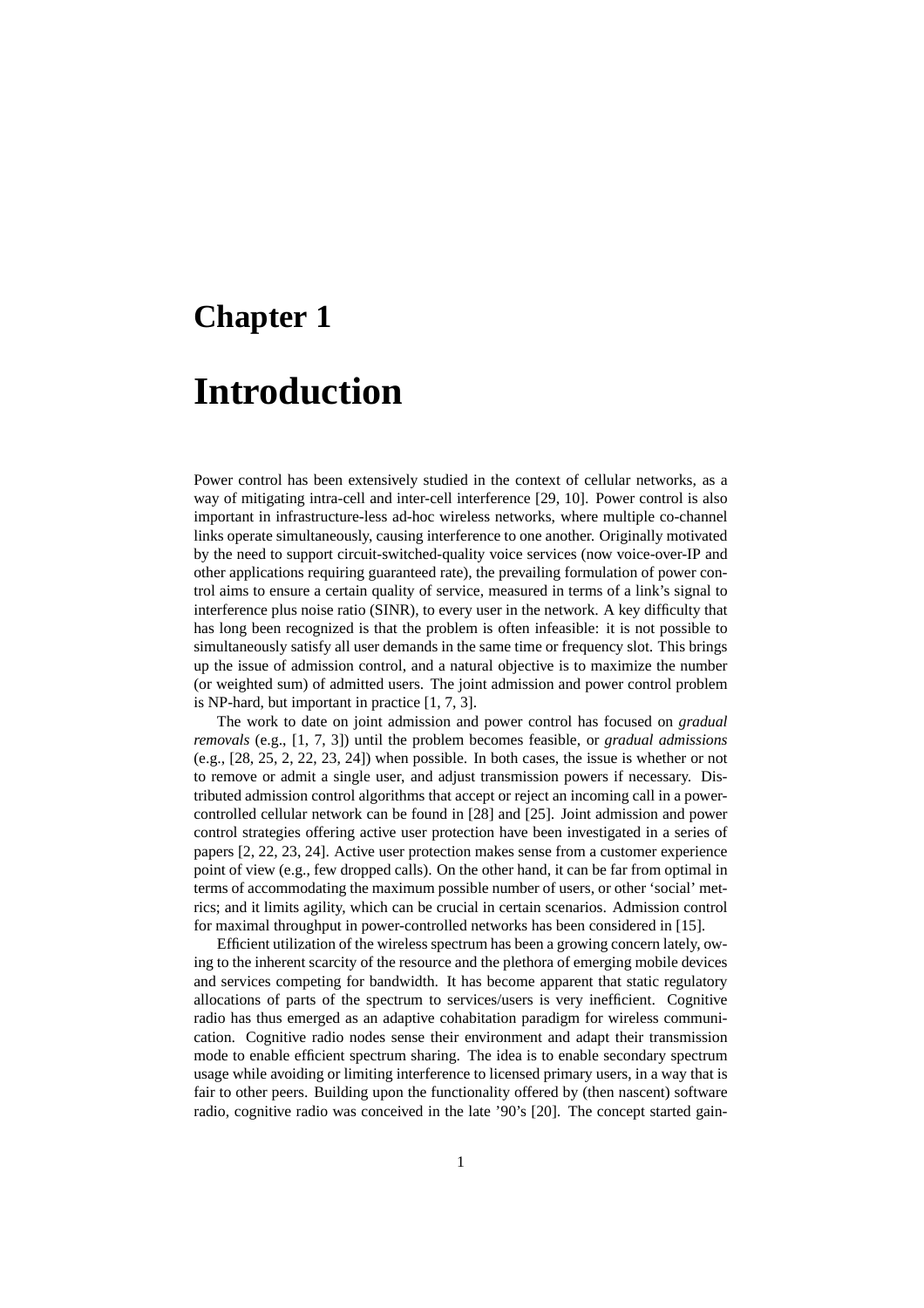# Chapter 1

# Introduction

Power control has been extensively studied in the context of cellular networks, as a way of mitigating intra-cell and inter-cell interference [29, 10]. Power control is also important in infrastructure-less ad-hoc wireless networks, where multiple co-channel links operate simultaneously, causing interference to one another. Originally motivated by the need to support circuit-switched-quality voice services (now voice-over-IP and other applications requiring guaranteed rate), the prevailing formulation of power control aims to ensure a certain quality of service, measured in terms of a link's signal to interference plus noise ratio (SINR), to every user in the network. A key difficulty that has long been recognized is that the problem is often infeasible: it is not possible to simultaneously satisfy all user demands in the same time or frequency slot. This brings up the issue of admission control, and a natural objective is to maximize the number (or weighted sum) of admitted users. The joint admission and power control problem is NP-hard, but important in practice [1, 7, 3].

The work to date on joint admission and power control has focused on *gradual removals* (e.g., [1, 7, 3]) until the problem becomes feasible, or *gradual admissions* (e.g., [28, 25, 2, 22, 23, 24]) when possible. In both cases, the issue is whether or not to remove or admit a single user, and adjust transmission powers if necessary. Distributed admission control algorithms that accept or reject an incoming call in a power-controlled cellular network can be found in [28] and [25]. Joint admission and power control strategies offering active user protection have been investigated in a series of papers [2, 22, 23, 24]. Active user protection makes sense from a customer experience point of view (e.g., few dropped calls). On the other hand, it can be far from optimal in terms of accommodating the maximum possible number of users, or other 'social' metrics; and it limits agility, which can be crucial in certain scenarios. Admission control for maximal throughput in power-controlled networks has been considered in [15].

Efficient utilization of the wireless spectrum has been a growing concern lately, owing to the inherent scarcity of the resource and the plethora of emerging mobile devices and services competing for bandwidth. It has become apparent that static regulatory allocations of parts of the spectrum to services/users is very inefficient. Cognitive radio has thus emerged as an adaptive cohabitation paradigm for wireless communication. Cognitive radio nodes sense their environment and adapt their transmission mode to enable efficient spectrum sharing. The idea is to enable secondary spectrum usage while avoiding or limiting interference to licensed primary users, in a way that is fair to other peers. Building upon the functionality offered by (then nascent) software radio, cognitive radio was conceived in the late '90's [20]. The concept started gain-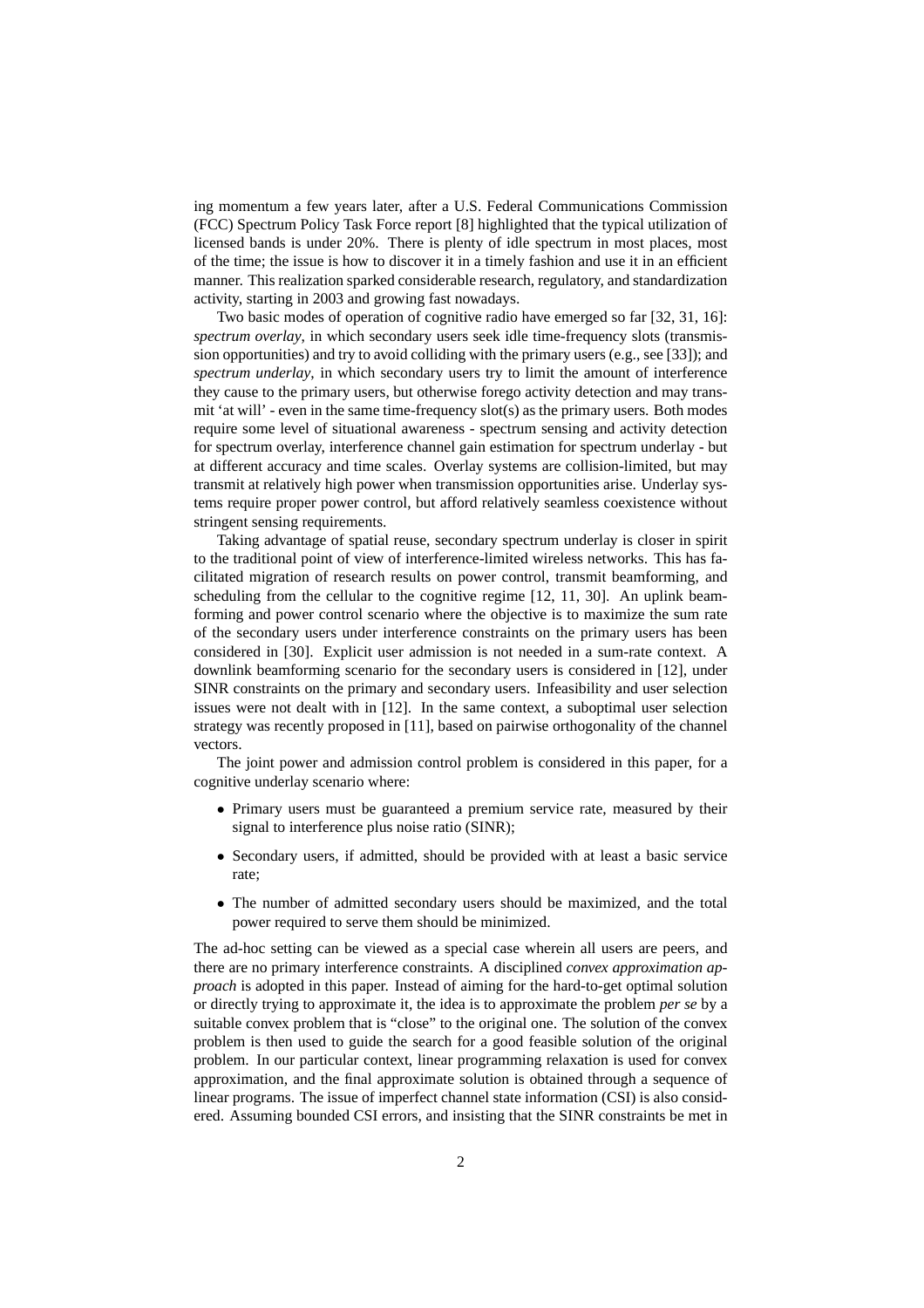ing momentum a few years later, after a U.S. Federal Communications Commission (FCC) Spectrum Policy Task Force report [8] highlighted that the typical utilization of licensed bands is under 20%. There is plenty of idle spectrum in most places, most of the time; the issue is how to discover it in a timely fashion and use it in an efficient manner. This realization sparked considerable research, regulatory, and standardization activity, starting in 2003 and growing fast nowadays.

Two basic modes of operation of cognitive radio have emerged so far [32, 31, 16]: *spectrum overlay*, in which secondary users seek idle time-frequency slots (transmission opportunities) and try to avoid colliding with the primary users (e.g., see [33]); and *spectrum underlay*, in which secondary users try to limit the amount of interference they cause to the primary users, but otherwise forego activity detection and may transmit 'at will' - even in the same time-frequency slot(s) as the primary users. Both modes require some level of situational awareness - spectrum sensing and activity detection for spectrum overlay, interference channel gain estimation for spectrum underlay - but at different accuracy and time scales. Overlay systems are collision-limited, but may transmit at relatively high power when transmission opportunities arise. Underlay systems require proper power control, but afford relatively seamless coexistence without stringent sensing requirements.

Taking advantage of spatial reuse, secondary spectrum underlay is closer in spirit to the traditional point of view of interference-limited wireless networks. This has facilitated migration of research results on power control, transmit beamforming, and scheduling from the cellular to the cognitive regime [12, 11, 30]. An uplink beamforming and power control scenario where the objective is to maximize the sum rate of the secondary users under interference constraints on the primary users has been considered in [30]. Explicit user admission is not needed in a sum-rate context. A downlink beamforming scenario for the secondary users is considered in [12], under SINR constraints on the primary and secondary users. Infeasibility and user selection issues were not dealt with in [12]. In the same context, a suboptimal user selection strategy was recently proposed in [11], based on pairwise orthogonality of the channel vectors.

The joint power and admission control problem is considered in this paper, for a cognitive underlay scenario where:

- Primary users must be guaranteed a premium service rate, measured by their signal to interference plus noise ratio (SINR);
- Secondary users, if admitted, should be provided with at least a basic service rate;
- The number of admitted secondary users should be maximized, and the total power required to serve them should be minimized.

The ad-hoc setting can be viewed as a special case wherein all users are peers, and there are no primary interference constraints. A disciplined *convex approximation approach* is adopted in this paper. Instead of aiming for the hard-to-get optimal solution or directly trying to approximate it, the idea is to approximate the problem *per se* by a suitable convex problem that is "close" to the original one. The solution of the convex problem is then used to guide the search for a good feasible solution of the original problem. In our particular context, linear programming relaxation is used for convex approximation, and the final approximate solution is obtained through a sequence of linear programs. The issue of imperfect channel state information (CSI) is also considered. Assuming bounded CSI errors, and insisting that the SINR constraints be met in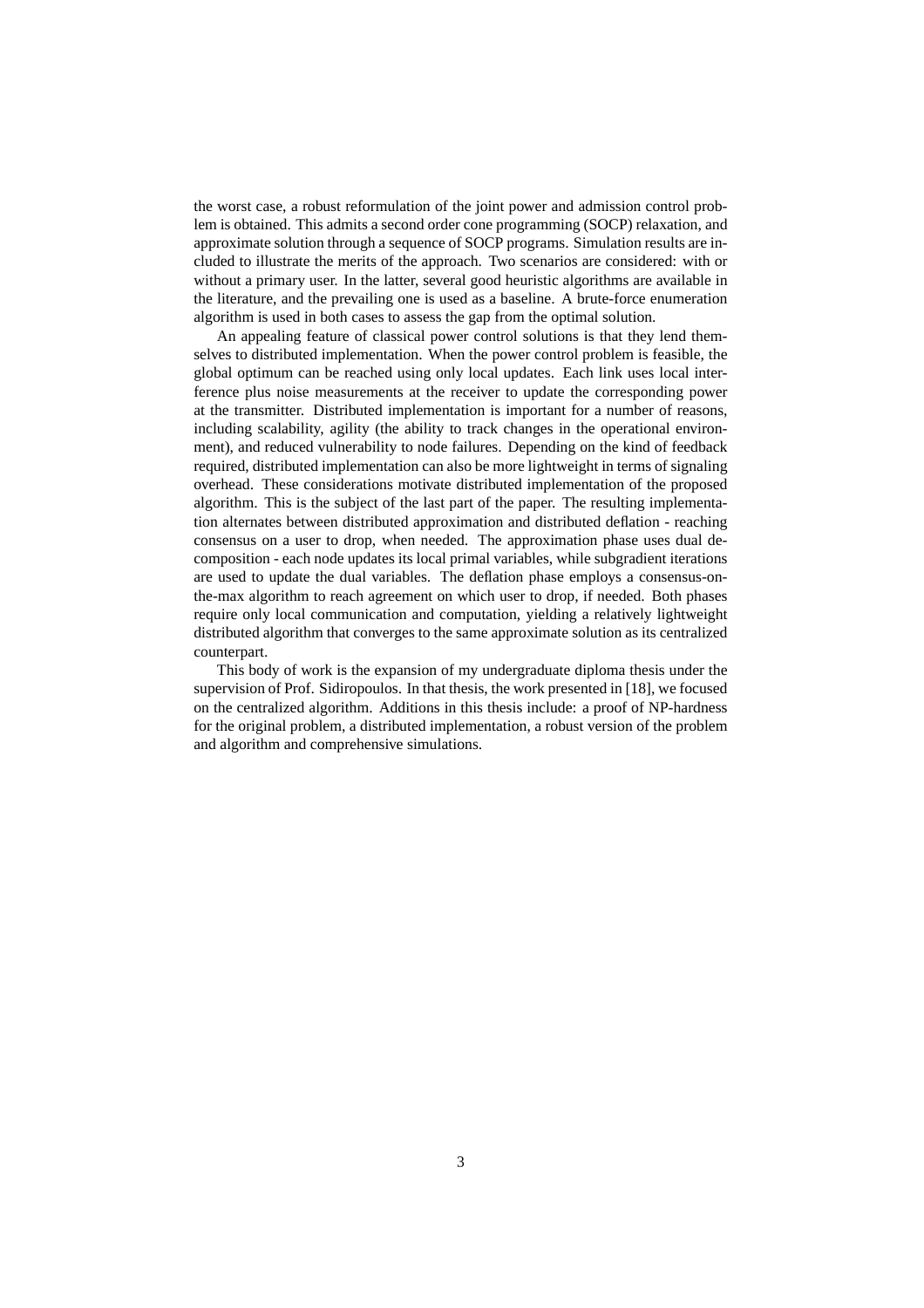the worst case, a robust reformulation of the joint power and admission control problem is obtained. This admits a second order cone programming (SOCP) relaxation, and approximate solution through a sequence of SOCP programs. Simulation results are included to illustrate the merits of the approach. Two scenarios are considered: with or without a primary user. In the latter, several good heuristic algorithms are available in the literature, and the prevailing one is used as a baseline. A brute-force enumeration algorithm is used in both cases to assess the gap from the optimal solution.

An appealing feature of classical power control solutions is that they lend themselves to distributed implementation. When the power control problem is feasible, the global optimum can be reached using only local updates. Each link uses local interference plus noise measurements at the receiver to update the corresponding power at the transmitter. Distributed implementation is important for a number of reasons, including scalability, agility (the ability to track changes in the operational environment), and reduced vulnerability to node failures. Depending on the kind of feedback required, distributed implementation can also be more lightweight in terms of signaling overhead. These considerations motivate distributed implementation of the proposed algorithm. This is the subject of the last part of the paper. The resulting implementation alternates between distributed approximation and distributed deflation - reaching consensus on a user to drop, when needed. The approximation phase uses dual decomposition - each node updates its local primal variables, while subgradient iterations are used to update the dual variables. The deflation phase employs a consensus-on-the-max algorithm to reach agreement on which user to drop, if needed. Both phases require only local communication and computation, yielding a relatively lightweight distributed algorithm that converges to the same approximate solution as its centralized counterpart.

This body of work is the expansion of my undergraduate diploma thesis under the supervision of Prof. Sidiropoulos. In that thesis, the work presented in [18], we focused on the centralized algorithm. Additions in this thesis include: a proof of NP-hardness for the original problem, a distributed implementation, a robust version of the problem and algorithm and comprehensive simulations.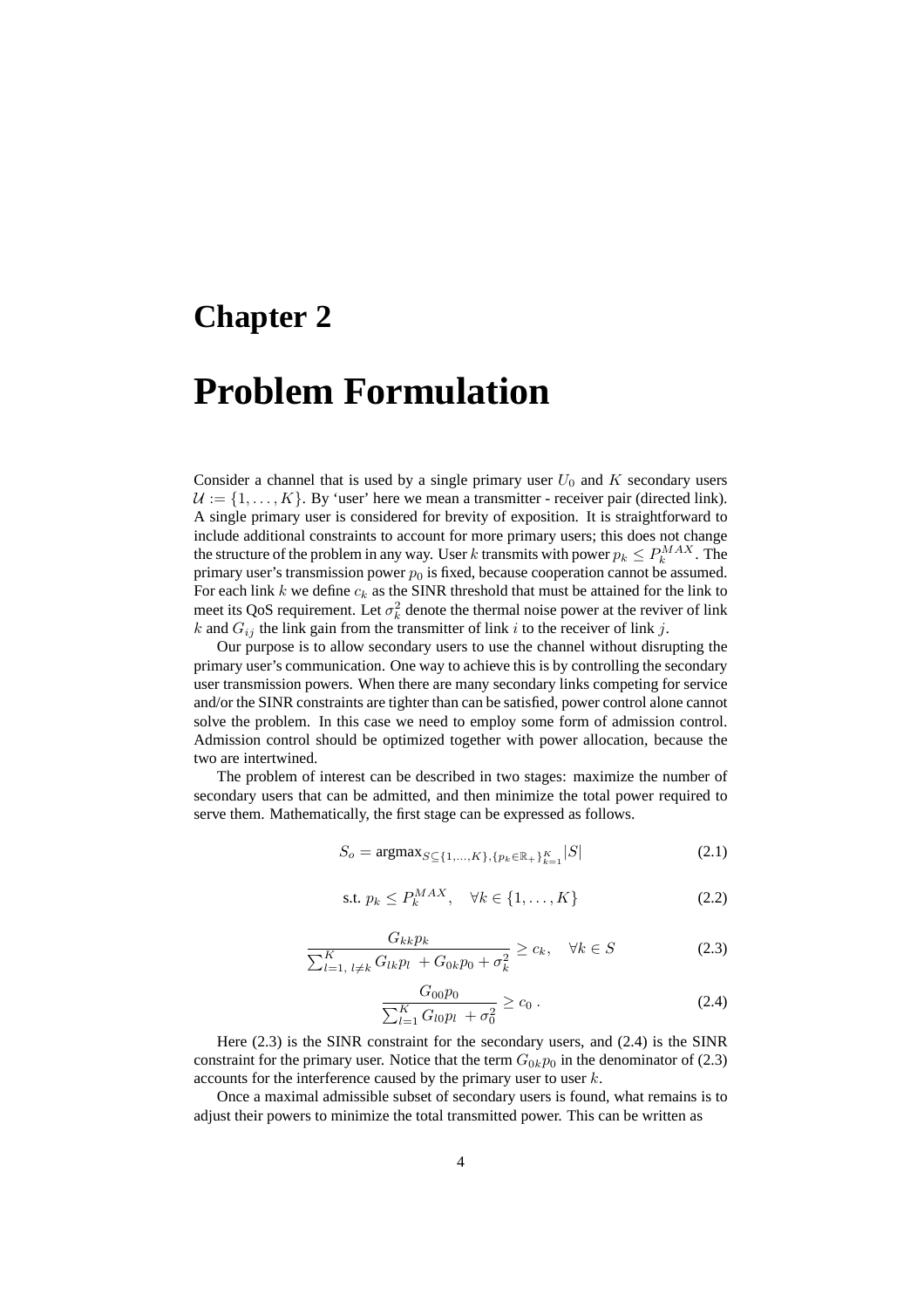# Chapter 2

# Problem Formulation

Consider a channel that is used by a single primary user $U_0$ and $K$ secondary users $\mathcal{U} := \{1, \ldots, K\}$. By 'user' here we mean a transmitter - receiver pair (directed link). A single primary user is considered for brevity of exposition. It is straightforward to include additional constraints to account for more primary users; this does not change the structure of the problem in any way. User $k$ transmits with power $p_k \leq P_k^{MAX}$. The primary user's transmission power $p_0$ is fixed, because cooperation cannot be assumed. For each link $k$ we define $c_k$ as the SINR threshold that must be attained for the link to meet its QoS requirement. Let $\sigma_k^2$ denote the thermal noise power at the reviver of link $k$ and $G_{ij}$ the link gain from the transmitter of link $i$ to the receiver of link $j$.

Our purpose is to allow secondary users to use the channel without disrupting the primary user's communication. One way to achieve this is by controlling the secondary user transmission powers. When there are many secondary links competing for service and/or the SINR constraints are tighter than can be satisfied, power control alone cannot solve the problem. In this case we need to employ some form of admission control. Admission control should be optimized together with power allocation, because the two are intertwined.

The problem of interest can be described in two stages: maximize the number of secondary users that can be admitted, and then minimize the total power required to serve them. Mathematically, the first stage can be expressed as follows.

$$S_o = \text{argmax}_{S \subseteq \{1,\ldots,K\}, \{p_k \in \mathbb{R}_+\}_{k=1}^K} |S| \tag{2.1}$$

$$\text{s.t. } p_k \leq P_k^{MAX}, \quad \forall k \in \{1, \ldots, K\} \tag{2.2}$$

$$\frac{G_{kk} p_k}{\sum_{l=1,\, l \neq k}^{K} G_{lk} p_l \, + G_{0k} p_0 + \sigma_k^2} \geq c_k, \quad \forall k \in S \tag{2.3}$$

$$\frac{G_{00} p_0}{\sum_{l=1}^{K} G_{l0} p_l \, + \sigma_0^2} \geq c_0 \, . \tag{2.4}$$

Here (2.3) is the SINR constraint for the secondary users, and (2.4) is the SINR constraint for the primary user. Notice that the term $G_{0k} p_0$ in the denominator of (2.3) accounts for the interference caused by the primary user to user $k$.

Once a maximal admissible subset of secondary users is found, what remains is to adjust their powers to minimize the total transmitted power. This can be written as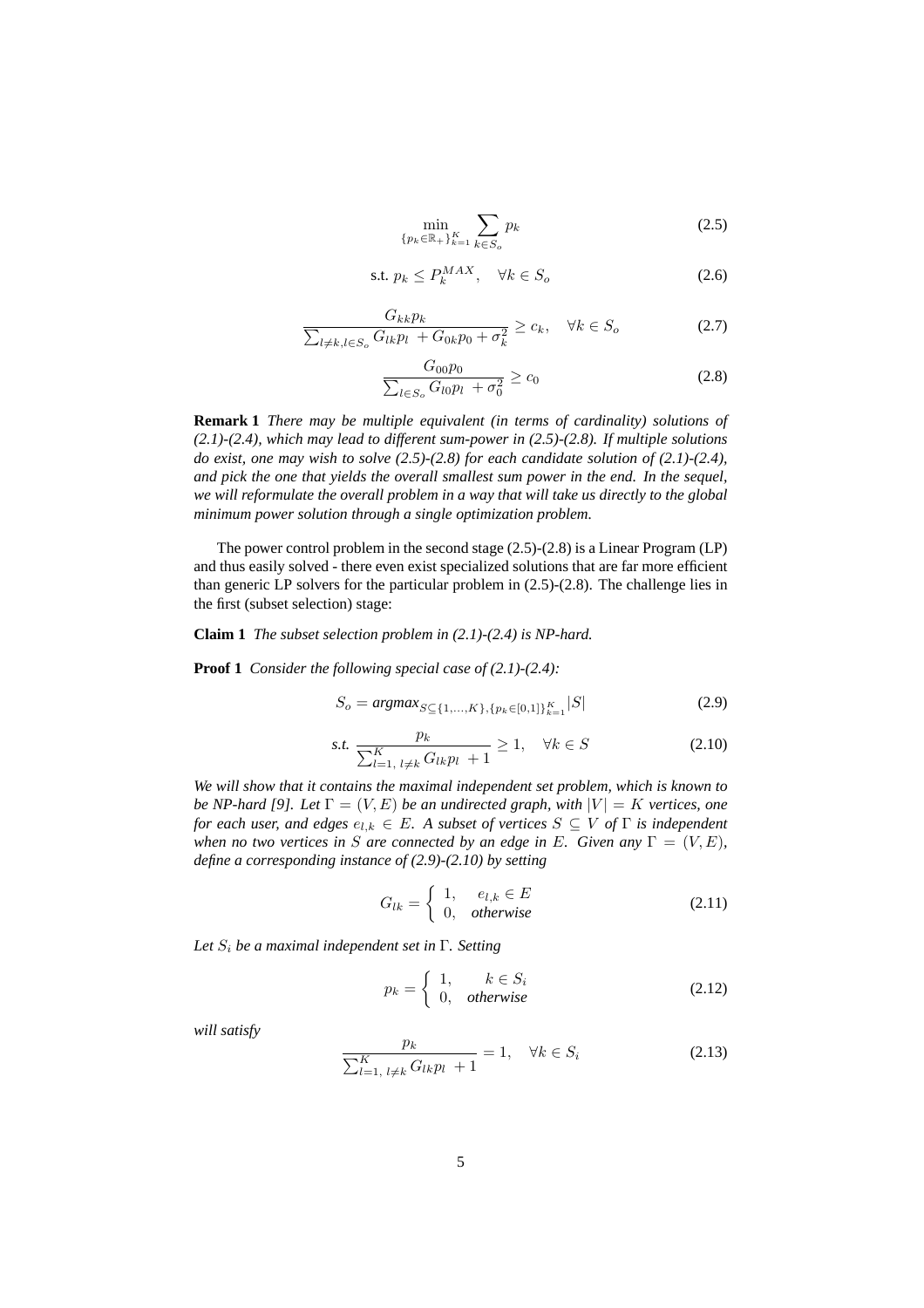$$\min_{\{p_k \in \mathbb{R}_+\}_{k=1}^{K}} \sum_{k \in S_o} p_k \tag{2.5}$$

$$\text{s.t. } p_k \leq P_k^{MAX}, \quad \forall k \in S_o \tag{2.6}$$

$$\frac{G_{kk} p_k}{\sum_{l \neq k, l \in S_o} G_{lk} p_l + G_{0k} p_0 + \sigma_k^2} \geq c_k, \quad \forall k \in S_o \tag{2.7}$$

$$\frac{G_{00} p_0}{\sum_{l \in S_o} G_{l0} p_l + \sigma_0^2} \geq c_0 \tag{2.8}$$

**Remark 1** *There may be multiple equivalent (in terms of cardinality) solutions of (2.1)-(2.4), which may lead to different sum-power in (2.5)-(2.8). If multiple solutions do exist, one may wish to solve (2.5)-(2.8) for each candidate solution of (2.1)-(2.4), and pick the one that yields the overall smallest sum power in the end. In the sequel, we will reformulate the overall problem in a way that will take us directly to the global minimum power solution through a single optimization problem.*

The power control problem in the second stage (2.5)-(2.8) is a Linear Program (LP) and thus easily solved - there even exist specialized solutions that are far more efficient than generic LP solvers for the particular problem in (2.5)-(2.8). The challenge lies in the first (subset selection) stage:

**Claim 1** *The subset selection problem in (2.1)-(2.4) is NP-hard.*

**Proof 1** *Consider the following special case of (2.1)-(2.4):*

$$S_o = \textit{argmax}_{S \subseteq \{1,\ldots,K\}, \{p_k \in [0,1]\}_{k=1}^{K}} |S| \tag{2.9}$$

$$\textit{s.t. } \frac{p_k}{\sum_{l=1,\, l \neq k}^{K} G_{lk} p_l + 1} \geq 1, \quad \forall k \in S \tag{2.10}$$

*We will show that it contains the maximal independent set problem, which is known to be NP-hard [9]. Let $\Gamma = (V, E)$ be an undirected graph, with $|V| = K$ vertices, one for each user, and edges $e_{l,k} \in E$. A subset of vertices $S \subseteq V$ of $\Gamma$ is independent when no two vertices in $S$ are connected by an edge in $E$. Given any $\Gamma = (V, E)$, define a corresponding instance of (2.9)-(2.10) by setting*

$$G_{lk} = \begin{cases} 1, & e_{l,k} \in E \\ 0, & \textit{otherwise} \end{cases} \tag{2.11}$$

*Let $S_i$ be a maximal independent set in $\Gamma$. Setting*

$$p_k = \begin{cases} 1, & k \in S_i \\ 0, & \textit{otherwise} \end{cases} \tag{2.12}$$

*will satisfy*

$$\frac{p_k}{\sum_{l=1,\, l \neq k}^{K} G_{lk} p_l + 1} = 1, \quad \forall k \in S_i \tag{2.13}$$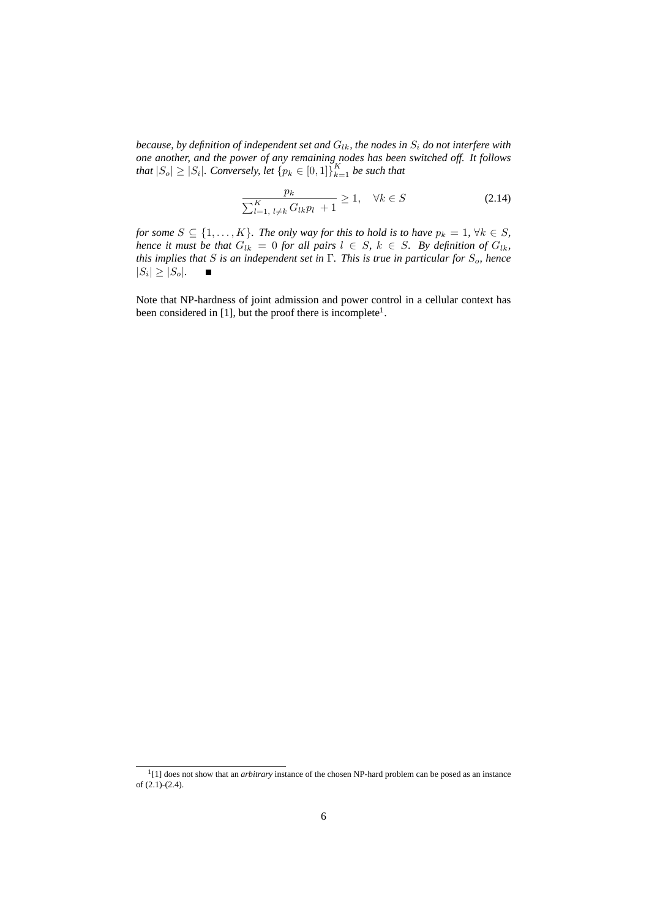*because, by definition of independent set and $G_{lk}$, the nodes in $S_i$ do not interfere with one another, and the power of any remaining nodes has been switched off. It follows that $|S_o| \geq |S_i|$. Conversely, let $\{p_k \in [0,1]\}_{k=1}^{K}$ be such that*

$$\frac{p_k}{\sum_{l=1,\ l \neq k}^{K} G_{lk} p_l \ + 1} \geq 1, \quad \forall k \in S \tag{2.14}$$

*for some $S \subseteq \{1, \ldots, K\}$. The only way for this to hold is to have $p_k = 1$, $\forall k \in S$, hence it must be that $G_{lk} = 0$ for all pairs $l \in S$, $k \in S$. By definition of $G_{lk}$, this implies that $S$ is an independent set in $\Gamma$. This is true in particular for $S_o$, hence $|S_i| \geq |S_o|$.* ∎

Note that NP-hardness of joint admission and power control in a cellular context has been considered in [1], but the proof there is incomplete[1].

[1] [1] does not show that an *arbitrary* instance of the chosen NP-hard problem can be posed as an instance of (2.1)-(2.4).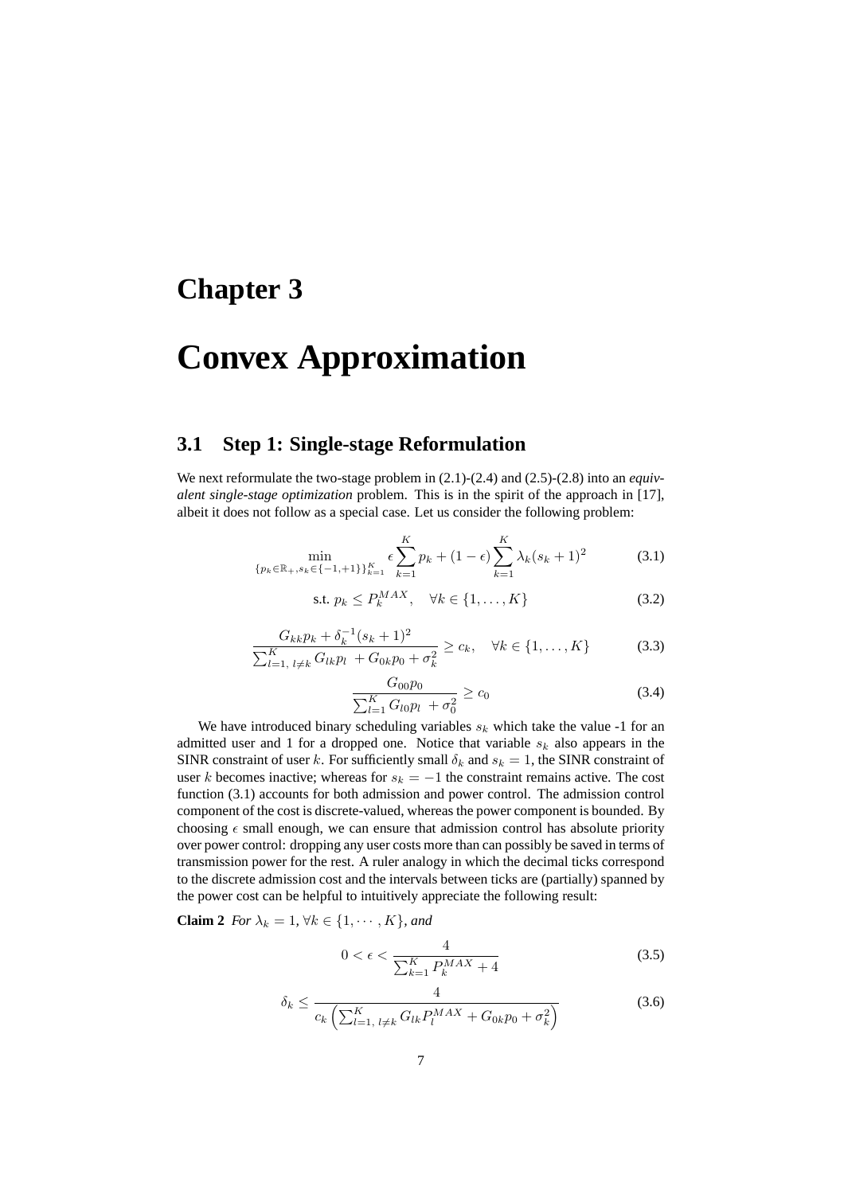# Chapter 3

# Convex Approximation

## 3.1 Step 1: Single-stage Reformulation

We next reformulate the two-stage problem in (2.1)-(2.4) and (2.5)-(2.8) into an *equivalent single-stage optimization* problem. This is in the spirit of the approach in [17], albeit it does not follow as a special case. Let us consider the following problem:

$$\min_{\{p_k \in \mathbb{R}_+, s_k \in \{-1,+1\}\}_{k=1}^K} \epsilon \sum_{k=1}^K p_k + (1-\epsilon) \sum_{k=1}^K \lambda_k (s_k+1)^2 \tag{3.1}$$

$$\text{s.t. } p_k \leq P_k^{MAX}, \quad \forall k \in \{1, \ldots, K\} \tag{3.2}$$

$$\frac{G_{kk}p_k + \delta_k^{-1}(s_k+1)^2}{\sum_{l=1,\, l \neq k}^K G_{lk}p_l \ + G_{0k}p_0 + \sigma_k^2} \geq c_k, \quad \forall k \in \{1, \ldots, K\} \tag{3.3}$$

$$\frac{G_{00}p_0}{\sum_{l=1}^K G_{l0}p_l \ + \sigma_0^2} \geq c_0 \tag{3.4}$$

We have introduced binary scheduling variables $s_k$ which take the value -1 for an admitted user and 1 for a dropped one. Notice that variable $s_k$ also appears in the SINR constraint of user $k$. For sufficiently small $\delta_k$ and $s_k = 1$, the SINR constraint of user $k$ becomes inactive; whereas for $s_k = -1$ the constraint remains active. The cost function (3.1) accounts for both admission and power control. The admission control component of the cost is discrete-valued, whereas the power component is bounded. By choosing $\epsilon$ small enough, we can ensure that admission control has absolute priority over power control: dropping any user costs more than can possibly be saved in terms of transmission power for the rest. A ruler analogy in which the decimal ticks correspond to the discrete admission cost and the intervals between ticks are (partially) spanned by the power cost can be helpful to intuitively appreciate the following result:

**Claim 2** *For $\lambda_k = 1, \forall k \in \{1, \cdots, K\}$, and*

$$0 < \epsilon < \frac{4}{\sum_{k=1}^K P_k^{MAX} + 4} \tag{3.5}$$

$$\delta_k \leq \frac{4}{c_k \left( \sum_{l=1,\, l \neq k}^K G_{lk} P_l^{MAX} + G_{0k}p_0 + \sigma_k^2 \right)} \tag{3.6}$$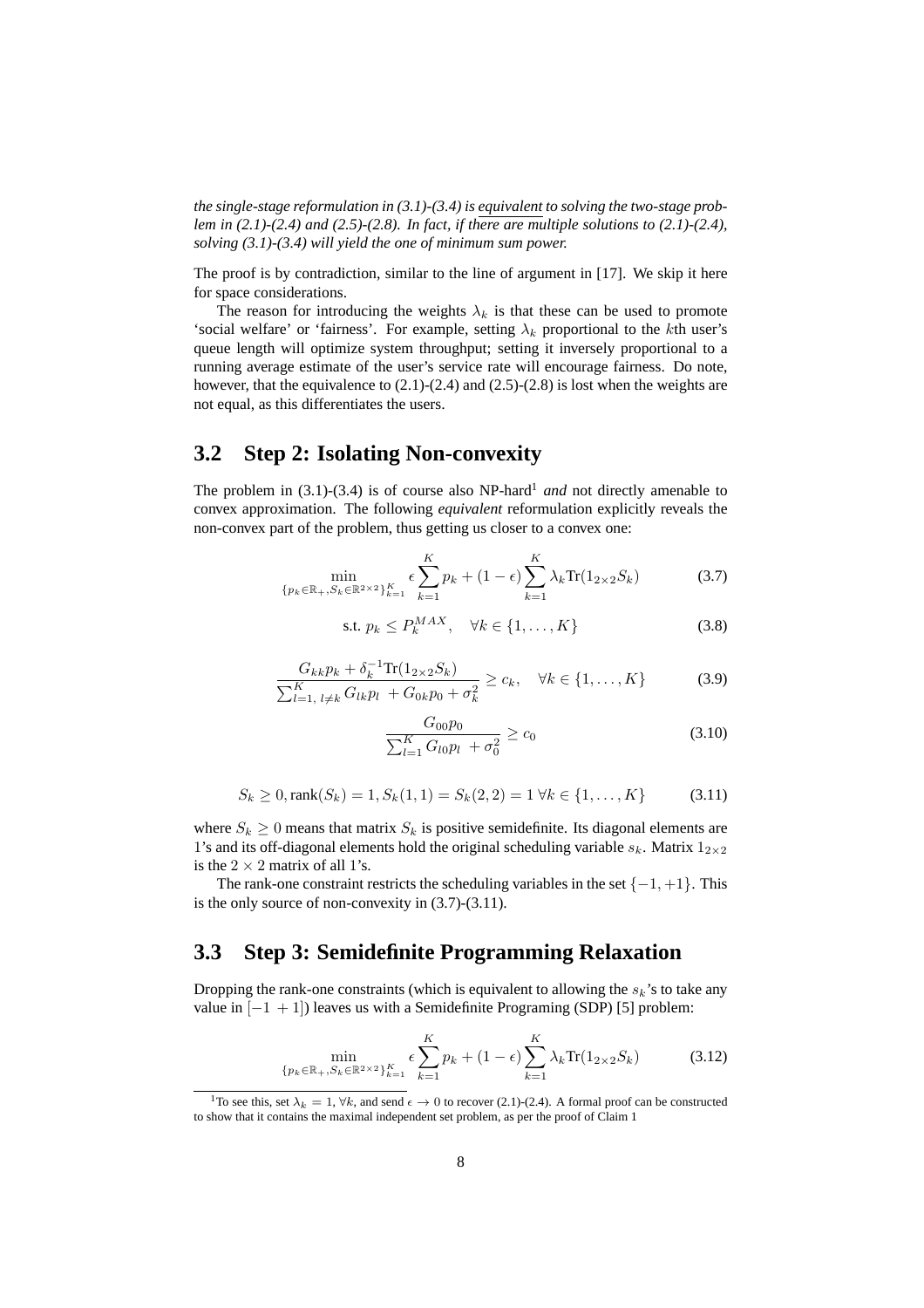*the single-stage reformulation in (3.1)-(3.4) is equivalent to solving the two-stage problem in (2.1)-(2.4) and (2.5)-(2.8). In fact, if there are multiple solutions to (2.1)-(2.4), solving (3.1)-(3.4) will yield the one of minimum sum power.*

The proof is by contradiction, similar to the line of argument in [17]. We skip it here for space considerations.

The reason for introducing the weights $\lambda_k$ is that these can be used to promote 'social welfare' or 'fairness'. For example, setting $\lambda_k$ proportional to the $k$th user's queue length will optimize system throughput; setting it inversely proportional to a running average estimate of the user's service rate will encourage fairness. Do note, however, that the equivalence to (2.1)-(2.4) and (2.5)-(2.8) is lost when the weights are not equal, as this differentiates the users.

## 3.2 Step 2: Isolating Non-convexity

The problem in (3.1)-(3.4) is of course also NP-hard[1] *and* not directly amenable to convex approximation. The following *equivalent* reformulation explicitly reveals the non-convex part of the problem, thus getting us closer to a convex one:

$$\min_{\{p_k \in \mathbb{R}_+, S_k \in \mathbb{R}^{2\times 2}\}_{k=1}^K} \epsilon \sum_{k=1}^K p_k + (1-\epsilon) \sum_{k=1}^K \lambda_k \mathrm{Tr}(1_{2\times 2} S_k) \tag{3.7}$$

$$\text{s.t. } p_k \leq P_k^{MAX}, \quad \forall k \in \{1, \ldots, K\} \tag{3.8}$$

$$\frac{G_{kk} p_k + \delta_k^{-1} \mathrm{Tr}(1_{2\times 2} S_k)}{\sum_{l=1,\, l\neq k}^K G_{lk} p_l + G_{0k} p_0 + \sigma_k^2} \geq c_k, \quad \forall k \in \{1, \ldots, K\} \tag{3.9}$$

$$\frac{G_{00} p_0}{\sum_{l=1}^K G_{l0} p_l + \sigma_0^2} \geq c_0 \tag{3.10}$$

$$S_k \geq 0, \mathrm{rank}(S_k) = 1, S_k(1,1) = S_k(2,2) = 1 \; \forall k \in \{1, \ldots, K\} \tag{3.11}$$

where $S_k \geq 0$ means that matrix $S_k$ is positive semidefinite. Its diagonal elements are 1's and its off-diagonal elements hold the original scheduling variable $s_k$. Matrix $1_{2\times 2}$ is the $2 \times 2$ matrix of all 1's.

The rank-one constraint restricts the scheduling variables in the set $\{-1, +1\}$. This is the only source of non-convexity in (3.7)-(3.11).

## 3.3 Step 3: Semidefinite Programming Relaxation

Dropping the rank-one constraints (which is equivalent to allowing the $s_k$'s to take any value in $[-1\ +1]$) leaves us with a Semidefinite Programing (SDP) [5] problem:

$$\min_{\{p_k \in \mathbb{R}_+, S_k \in \mathbb{R}^{2\times 2}\}_{k=1}^K} \epsilon \sum_{k=1}^K p_k + (1-\epsilon) \sum_{k=1}^K \lambda_k \mathrm{Tr}(1_{2\times 2} S_k) \tag{3.12}$$

[1] To see this, set $\lambda_k = 1$, $\forall k$, and send $\epsilon \to 0$ to recover (2.1)-(2.4). A formal proof can be constructed to show that it contains the maximal independent set problem, as per the proof of Claim 1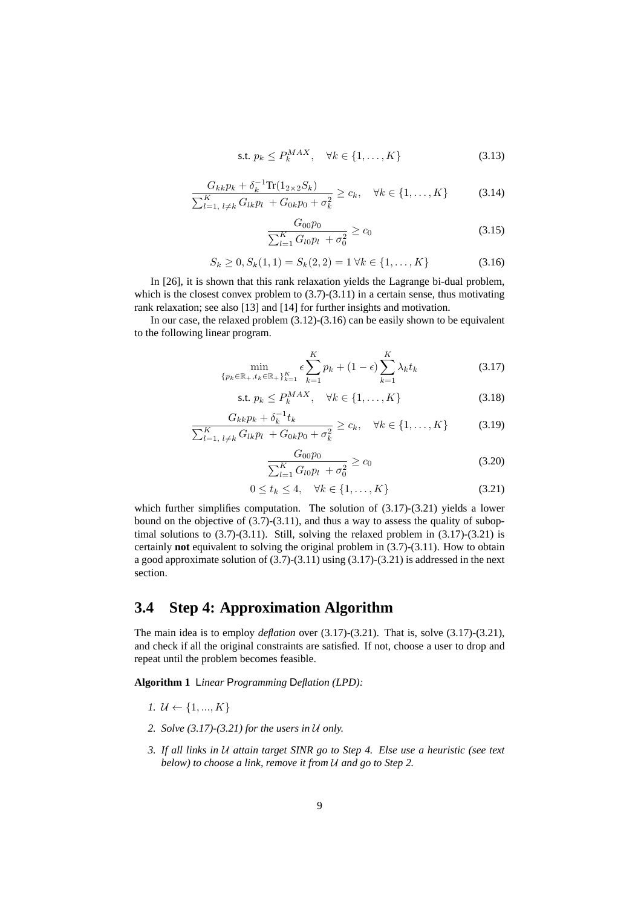$$\text{s.t. } p_k \leq P_k^{MAX}, \quad \forall k \in \{1, \ldots, K\} \tag{3.13}$$

$$\frac{G_{kk}p_k + \delta_k^{-1}\text{Tr}(1_{2\times 2}S_k)}{\sum_{l=1,\ l\neq k}^{K} G_{lk}p_l \ + G_{0k}p_0 + \sigma_k^2} \geq c_k, \quad \forall k \in \{1, \ldots, K\} \tag{3.14}$$

$$\frac{G_{00}p_0}{\sum_{l=1}^{K} G_{l0}p_l \ + \sigma_0^2} \geq c_0 \tag{3.15}$$

$$S_k \geq 0, S_k(1,1) = S_k(2,2) = 1 \ \forall k \in \{1, \ldots, K\} \tag{3.16}$$

In [26], it is shown that this rank relaxation yields the Lagrange bi-dual problem, which is the closest convex problem to (3.7)-(3.11) in a certain sense, thus motivating rank relaxation; see also [13] and [14] for further insights and motivation.

In our case, the relaxed problem (3.12)-(3.16) can be easily shown to be equivalent to the following linear program.

$$\min_{\{p_k \in \mathbb{R}_+, t_k \in \mathbb{R}_+\}_{k=1}^K} \epsilon \sum_{k=1}^{K} p_k + (1-\epsilon) \sum_{k=1}^{K} \lambda_k t_k \tag{3.17}$$

$$\text{s.t. } p_k \leq P_k^{MAX}, \quad \forall k \in \{1, \ldots, K\} \tag{3.18}$$

$$\frac{G_{kk}p_k + \delta_k^{-1}t_k}{\sum_{l=1,\ l\neq k}^{K} G_{lk}p_l \ + G_{0k}p_0 + \sigma_k^2} \geq c_k, \quad \forall k \in \{1, \ldots, K\} \tag{3.19}$$

$$\frac{G_{00}p_0}{\sum_{l=1}^{K} G_{l0}p_l \ + \sigma_0^2} \geq c_0 \tag{3.20}$$

$$0 \leq t_k \leq 4, \quad \forall k \in \{1, \ldots, K\} \tag{3.21}$$

which further simplifies computation. The solution of (3.17)-(3.21) yields a lower bound on the objective of (3.7)-(3.11), and thus a way to assess the quality of suboptimal solutions to (3.7)-(3.11). Still, solving the relaxed problem in (3.17)-(3.21) is certainly **not** equivalent to solving the original problem in (3.7)-(3.11). How to obtain a good approximate solution of (3.7)-(3.11) using (3.17)-(3.21) is addressed in the next section.

## 3.4 Step 4: Approximation Algorithm

The main idea is to employ *deflation* over (3.17)-(3.21). That is, solve (3.17)-(3.21), and check if all the original constraints are satisfied. If not, choose a user to drop and repeat until the problem becomes feasible.

**Algorithm 1** L*inear* P*rogramming* D*eflation (LPD):*

1. $\mathcal{U} \leftarrow \{1, ..., K\}$
2. *Solve (3.17)-(3.21) for the users in* $\mathcal{U}$ *only.*
3. *If all links in* $\mathcal{U}$ *attain target SINR go to Step 4. Else use a heuristic (see text below) to choose a link, remove it from* $\mathcal{U}$ *and go to Step 2.*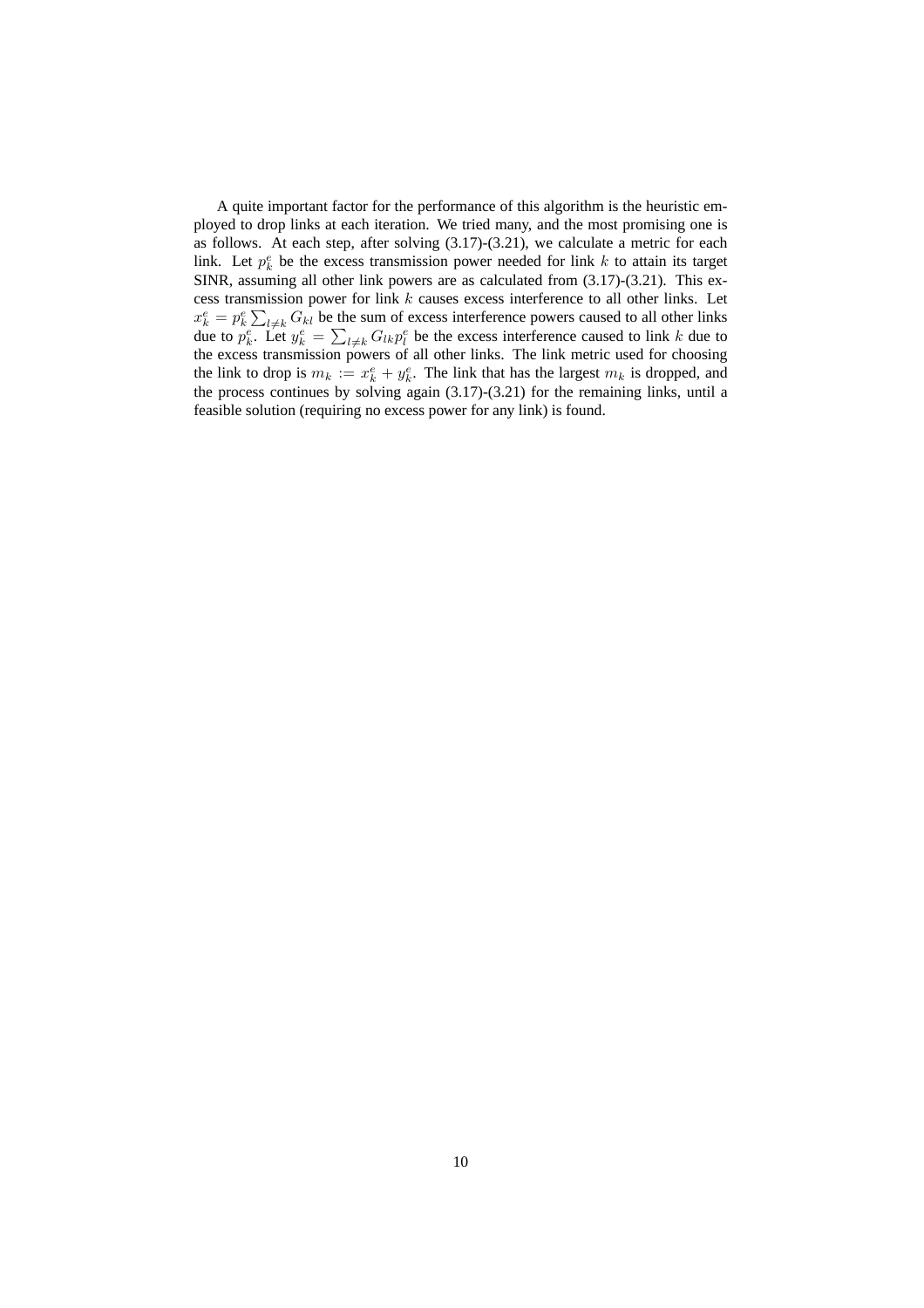A quite important factor for the performance of this algorithm is the heuristic employed to drop links at each iteration. We tried many, and the most promising one is as follows. At each step, after solving (3.17)-(3.21), we calculate a metric for each link. Let $p_k^e$ be the excess transmission power needed for link $k$ to attain its target SINR, assuming all other link powers are as calculated from (3.17)-(3.21). This excess transmission power for link $k$ causes excess interference to all other links. Let $x_k^e = p_k^e \sum_{l \neq k} G_{kl}$ be the sum of excess interference powers caused to all other links due to $p_k^e$. Let $y_k^e = \sum_{l \neq k} G_{lk} p_l^e$ be the excess interference caused to link $k$ due to the excess transmission powers of all other links. The link metric used for choosing the link to drop is $m_k := x_k^e + y_k^e$. The link that has the largest $m_k$ is dropped, and the process continues by solving again (3.17)-(3.21) for the remaining links, until a feasible solution (requiring no excess power for any link) is found.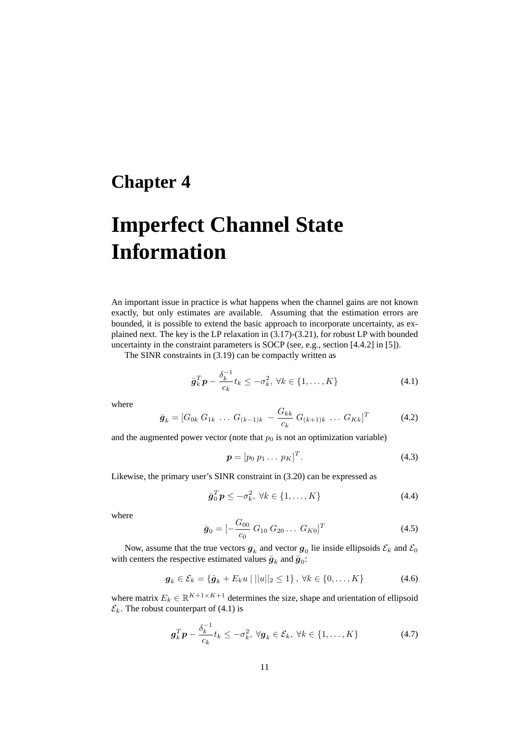# Chapter 4

# Imperfect Channel State Information

An important issue in practice is what happens when the channel gains are not known exactly, but only estimates are available. Assuming that the estimation errors are bounded, it is possible to extend the basic approach to incorporate uncertainty, as explained next. The key is the LP relaxation in (3.17)-(3.21), for robust LP with bounded uncertainty in the constraint parameters is SOCP (see, e.g., section [4.4.2] in [5]).

The SINR constraints in (3.19) can be compactly written as

$$\bar{\boldsymbol{g}}_k^T \boldsymbol{p} - \frac{\delta_k^{-1}}{c_k} t_k \leq -\sigma_k^2, \ \forall k \in \{1, \ldots, K\} \tag{4.1}$$

where

$$\bar{\boldsymbol{g}}_k = [G_{0k} \ G_{1k} \ \ldots \ G_{(k-1)k} \ - \frac{G_{kk}}{c_k} \ G_{(k+1)k} \ \ldots \ G_{Kk}]^T \tag{4.2}$$

and the augmented power vector (note that $p_0$ is not an optimization variable)

$$\boldsymbol{p} = [p_0 \ p_1 \ldots \ p_K]^T. \tag{4.3}$$

Likewise, the primary user's SINR constraint in (3.20) can be expressed as

$$\bar{\boldsymbol{g}}_0^T \boldsymbol{p} \leq -\sigma_k^2, \ \forall k \in \{1, \ldots, K\} \tag{4.4}$$

where

$$\bar{\boldsymbol{g}}_0 = [-\frac{G_{00}}{c_0} \ G_{10} \ G_{20} \ldots \ G_{K0}]^T \tag{4.5}$$

Now, assume that the true vectors $\boldsymbol{g}_k$ and vector $\boldsymbol{g}_0$ lie inside ellipsoids $\mathcal{E}_k$ and $\mathcal{E}_0$ with centers the respective estimated values $\bar{\boldsymbol{g}}_k$ and $\bar{\boldsymbol{g}}_0$:

$$\boldsymbol{g}_k \in \mathcal{E}_k = \{\bar{\boldsymbol{g}}_k + E_k u \mid ||u||_2 \leq 1\}, \ \forall k \in \{0, \ldots, K\} \tag{4.6}$$

where matrix $E_k \in \mathbb{R}^{K+1 \times K+1}$ determines the size, shape and orientation of ellipsoid $\mathcal{E}_k$. The robust counterpart of (4.1) is

$$\boldsymbol{g}_k^T \boldsymbol{p} - \frac{\delta_k^{-1}}{c_k} t_k \leq -\sigma_k^2, \ \forall \boldsymbol{g}_k \in \mathcal{E}_k, \ \forall k \in \{1, \ldots, K\} \tag{4.7}$$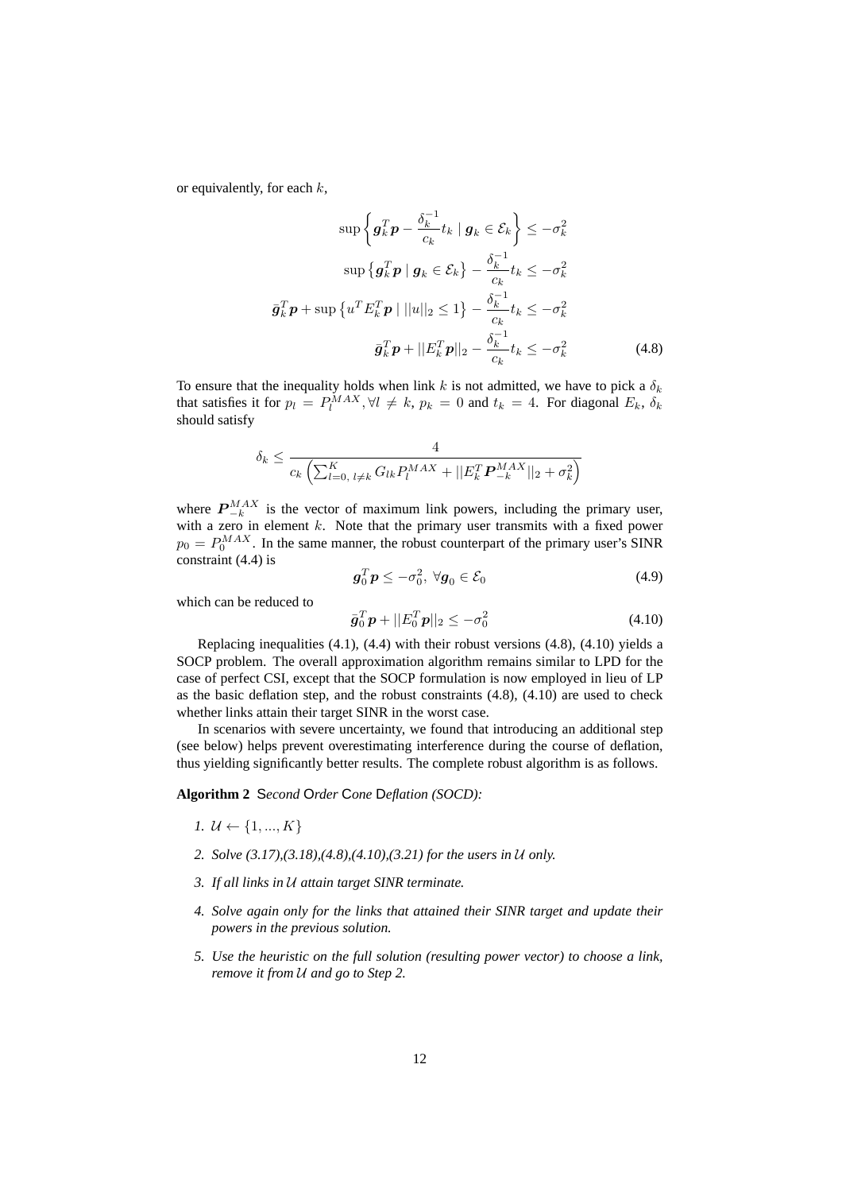or equivalently, for each $k$,

$$
\begin{aligned}
\sup\left\{ \boldsymbol{g}_k^T \boldsymbol{p} - \frac{\delta_k^{-1}}{c_k} t_k \mid \boldsymbol{g}_k \in \mathcal{E}_k \right\} &\leq -\sigma_k^2 \\
\sup\left\{ \boldsymbol{g}_k^T \boldsymbol{p} \mid \boldsymbol{g}_k \in \mathcal{E}_k \right\} - \frac{\delta_k^{-1}}{c_k} t_k &\leq -\sigma_k^2 \\
\bar{\boldsymbol{g}}_k^T \boldsymbol{p} + \sup\left\{ u^T E_k^T \boldsymbol{p} \mid ||u||_2 \leq 1 \right\} - \frac{\delta_k^{-1}}{c_k} t_k &\leq -\sigma_k^2 \\
\bar{\boldsymbol{g}}_k^T \boldsymbol{p} + ||E_k^T \boldsymbol{p}||_2 - \frac{\delta_k^{-1}}{c_k} t_k &\leq -\sigma_k^2 \qquad (4.8)
\end{aligned}
$$

To ensure that the inequality holds when link $k$ is not admitted, we have to pick a $\delta_k$ that satisfies it for $p_l = P_l^{MAX}, \forall l \neq k$, $p_k = 0$ and $t_k = 4$. For diagonal $E_k$, $\delta_k$ should satisfy

$$
\delta_k \leq \frac{4}{c_k \left( \sum_{l=0,\, l \neq k}^{K} G_{lk} P_l^{MAX} + ||E_k^T \boldsymbol{P}_{-k}^{MAX}||_2 + \sigma_k^2 \right)}
$$

where $\boldsymbol{P}_{-k}^{MAX}$ is the vector of maximum link powers, including the primary user, with a zero in element $k$. Note that the primary user transmits with a fixed power $p_0 = P_0^{MAX}$. In the same manner, the robust counterpart of the primary user's SINR constraint (4.4) is

$$
\boldsymbol{g}_0^T \boldsymbol{p} \leq -\sigma_0^2, \ \forall \boldsymbol{g}_0 \in \mathcal{E}_0 \qquad (4.9)
$$

which can be reduced to

$$
\bar{\boldsymbol{g}}_0^T \boldsymbol{p} + ||E_0^T \boldsymbol{p}||_2 \leq -\sigma_0^2 \qquad (4.10)
$$

Replacing inequalities (4.1), (4.4) with their robust versions (4.8), (4.10) yields a SOCP problem. The overall approximation algorithm remains similar to LPD for the case of perfect CSI, except that the SOCP formulation is now employed in lieu of LP as the basic deflation step, and the robust constraints (4.8), (4.10) are used to check whether links attain their target SINR in the worst case.

In scenarios with severe uncertainty, we found that introducing an additional step (see below) helps prevent overestimating interference during the course of deflation, thus yielding significantly better results. The complete robust algorithm is as follows.

**Algorithm 2** S*econd* O*rder* C*one* D*eflation (SOCD):*

1. *$\mathcal{U} \leftarrow \{1, ..., K\}$*
2. *Solve (3.17),(3.18),(4.8),(4.10),(3.21) for the users in $\mathcal{U}$ only.*
3. *If all links in $\mathcal{U}$ attain target SINR terminate.*
4. *Solve again only for the links that attained their SINR target and update their powers in the previous solution.*
5. *Use the heuristic on the full solution (resulting power vector) to choose a link, remove it from $\mathcal{U}$ and go to Step 2.*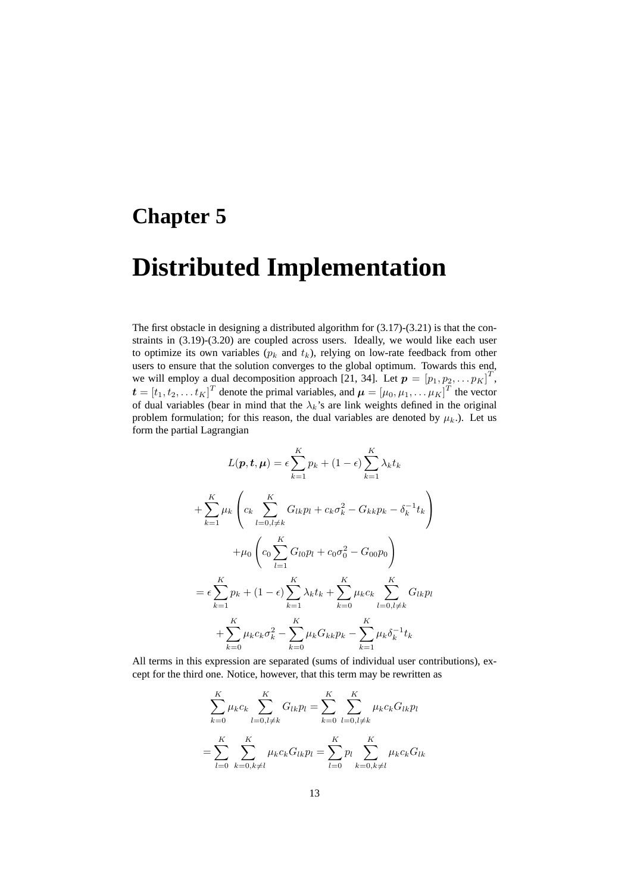# Chapter 5

# Distributed Implementation

The first obstacle in designing a distributed algorithm for (3.17)-(3.21) is that the constraints in (3.19)-(3.20) are coupled across users. Ideally, we would like each user to optimize its own variables ($p_k$ and $t_k$), relying on low-rate feedback from other users to ensure that the solution converges to the global optimum. Towards this end, we will employ a dual decomposition approach [21, 34]. Let $\boldsymbol{p} = [p_1, p_2, \ldots p_K]^T$, $\boldsymbol{t} = [t_1, t_2, \ldots t_K]^T$ denote the primal variables, and $\boldsymbol{\mu} = [\mu_0, \mu_1, \ldots \mu_K]^T$ the vector of dual variables (bear in mind that the $\lambda_k$'s are link weights defined in the original problem formulation; for this reason, the dual variables are denoted by $\mu_k$.). Let us form the partial Lagrangian

$$
\begin{aligned}
L(\boldsymbol{p}, \boldsymbol{t}, \boldsymbol{\mu}) &= \epsilon \sum_{k=1}^{K} p_k + (1-\epsilon) \sum_{k=1}^{K} \lambda_k t_k \\
&+ \sum_{k=1}^{K} \mu_k \left( c_k \sum_{l=0, l \neq k}^{K} G_{lk} p_l + c_k \sigma_k^2 - G_{kk} p_k - \delta_k^{-1} t_k \right) \\
&+ \mu_0 \left( c_0 \sum_{l=1}^{K} G_{l0} p_l + c_0 \sigma_0^2 - G_{00} p_0 \right) \\
&= \epsilon \sum_{k=1}^{K} p_k + (1-\epsilon) \sum_{k=1}^{K} \lambda_k t_k + \sum_{k=0}^{K} \mu_k c_k \sum_{l=0, l \neq k}^{K} G_{lk} p_l \\
&+ \sum_{k=0}^{K} \mu_k c_k \sigma_k^2 - \sum_{k=0}^{K} \mu_k G_{kk} p_k - \sum_{k=1}^{K} \mu_k \delta_k^{-1} t_k
\end{aligned}
$$

All terms in this expression are separated (sums of individual user contributions), except for the third one. Notice, however, that this term may be rewritten as

$$
\begin{aligned}
\sum_{k=0}^{K} \mu_k c_k \sum_{l=0, l \neq k}^{K} G_{lk} p_l &= \sum_{k=0}^{K} \sum_{l=0, l \neq k}^{K} \mu_k c_k G_{lk} p_l \\
= \sum_{l=0}^{K} \sum_{k=0, k \neq l}^{K} \mu_k c_k G_{lk} p_l &= \sum_{l=0}^{K} p_l \sum_{k=0, k \neq l}^{K} \mu_k c_k G_{lk}
\end{aligned}
$$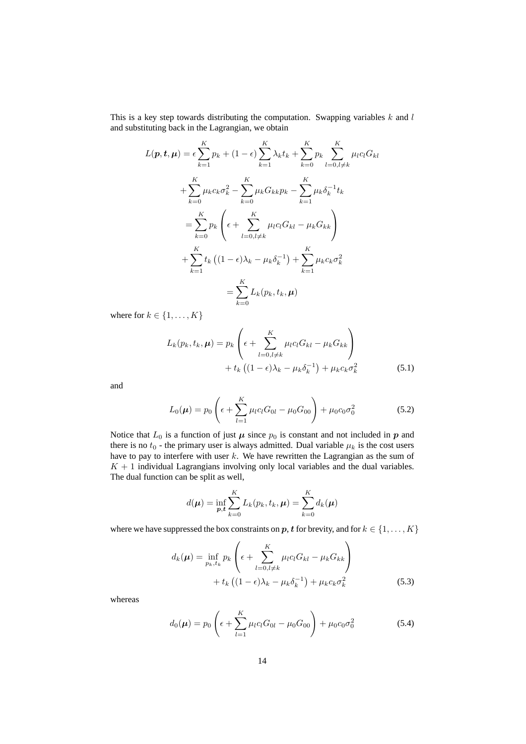This is a key step towards distributing the computation. Swapping variables $k$ and $l$ and substituting back in the Lagrangian, we obtain

$$
\begin{aligned}
L(\boldsymbol{p}, \boldsymbol{t}, \boldsymbol{\mu}) &= \epsilon \sum_{k=1}^{K} p_k + (1-\epsilon) \sum_{k=1}^{K} \lambda_k t_k + \sum_{k=0}^{K} p_k \sum_{l=0, l \neq k}^{K} \mu_l c_l G_{kl} \\
&+ \sum_{k=0}^{K} \mu_k c_k \sigma_k^2 - \sum_{k=0}^{K} \mu_k G_{kk} p_k - \sum_{k=1}^{K} \mu_k \delta_k^{-1} t_k \\
&= \sum_{k=0}^{K} p_k \left( \epsilon + \sum_{l=0, l \neq k}^{K} \mu_l c_l G_{kl} - \mu_k G_{kk} \right) \\
&+ \sum_{k=1}^{K} t_k \left( (1-\epsilon) \lambda_k - \mu_k \delta_k^{-1} \right) + \sum_{k=1}^{K} \mu_k c_k \sigma_k^2 \\
&= \sum_{k=0}^{K} L_k(p_k, t_k, \boldsymbol{\mu})
\end{aligned}
$$

where for $k \in \{1, \ldots, K\}$

$$
\begin{aligned}
L_k(p_k, t_k, \boldsymbol{\mu}) = p_k & \left( \epsilon + \sum_{l=0, l \neq k}^{K} \mu_l c_l G_{kl} - \mu_k G_{kk} \right) \\
& + t_k \left( (1-\epsilon) \lambda_k - \mu_k \delta_k^{-1} \right) + \mu_k c_k \sigma_k^2
\end{aligned}
\tag{5.1}
$$

and

$$
L_0(\boldsymbol{\mu}) = p_0 \left( \epsilon + \sum_{l=1}^{K} \mu_l c_l G_{0l} - \mu_0 G_{00} \right) + \mu_0 c_0 \sigma_0^2 \tag{5.2}
$$

Notice that $L_0$ is a function of just $\boldsymbol{\mu}$ since $p_0$ is constant and not included in $\boldsymbol{p}$ and there is no $t_0$ - the primary user is always admitted. Dual variable $\mu_k$ is the cost users have to pay to interfere with user $k$. We have rewritten the Lagrangian as the sum of $K+1$ individual Lagrangians involving only local variables and the dual variables. The dual function can be split as well,

$$
d(\boldsymbol{\mu}) = \inf_{\boldsymbol{p}, \boldsymbol{t}} \sum_{k=0}^{K} L_k(p_k, t_k, \boldsymbol{\mu}) = \sum_{k=0}^{K} d_k(\boldsymbol{\mu})
$$

where we have suppressed the box constraints on $\boldsymbol{p}, \boldsymbol{t}$ for brevity, and for $k \in \{1, \ldots, K\}$

$$
\begin{aligned}
d_k(\boldsymbol{\mu}) = \inf_{p_k, t_k} p_k & \left( \epsilon + \sum_{l=0, l \neq k}^{K} \mu_l c_l G_{kl} - \mu_k G_{kk} \right) \\
& + t_k \left( (1-\epsilon) \lambda_k - \mu_k \delta_k^{-1} \right) + \mu_k c_k \sigma_k^2
\end{aligned}
\tag{5.3}
$$

whereas

$$
d_0(\boldsymbol{\mu}) = p_0 \left( \epsilon + \sum_{l=1}^{K} \mu_l c_l G_{0l} - \mu_0 G_{00} \right) + \mu_0 c_0 \sigma_0^2 \tag{5.4}
$$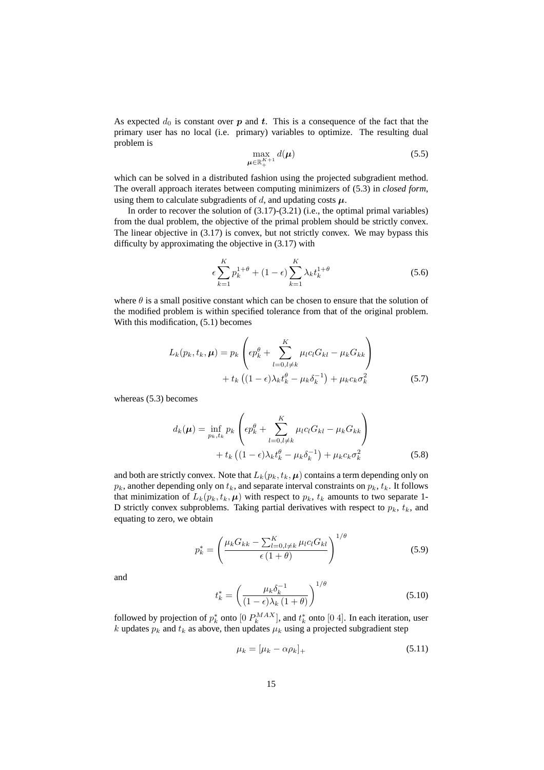As expected $d_0$ is constant over $\boldsymbol{p}$ and $\boldsymbol{t}$. This is a consequence of the fact that the primary user has no local (i.e. primary) variables to optimize. The resulting dual problem is

$$\max_{\boldsymbol{\mu} \in \mathbb{R}_+^{K+1}} d(\boldsymbol{\mu}) \tag{5.5}$$

which can be solved in a distributed fashion using the projected subgradient method. The overall approach iterates between computing minimizers of (5.3) in *closed form*, using them to calculate subgradients of $d$, and updating costs $\boldsymbol{\mu}$.

In order to recover the solution of (3.17)-(3.21) (i.e., the optimal primal variables) from the dual problem, the objective of the primal problem should be strictly convex. The linear objective in (3.17) is convex, but not strictly convex. We may bypass this difficulty by approximating the objective in (3.17) with

$$\epsilon \sum_{k=1}^{K} p_k^{1+\theta} + (1-\epsilon) \sum_{k=1}^{K} \lambda_k t_k^{1+\theta} \tag{5.6}$$

where $\theta$ is a small positive constant which can be chosen to ensure that the solution of the modified problem is within specified tolerance from that of the original problem. With this modification, (5.1) becomes

$$\begin{aligned} L_k(p_k, t_k, \boldsymbol{\mu}) = p_k &\left( \epsilon p_k^{\theta} + \sum_{l=0, l \neq k}^{K} \mu_l c_l G_{kl} - \mu_k G_{kk} \right) \\ &+ t_k \left( (1-\epsilon)\lambda_k t_k^{\theta} - \mu_k \delta_k^{-1} \right) + \mu_k c_k \sigma_k^2 \end{aligned} \tag{5.7}$$

whereas (5.3) becomes

$$\begin{aligned} d_k(\boldsymbol{\mu}) = \inf_{p_k, t_k} p_k &\left( \epsilon p_k^{\theta} + \sum_{l=0, l \neq k}^{K} \mu_l c_l G_{kl} - \mu_k G_{kk} \right) \\ &+ t_k \left( (1-\epsilon)\lambda_k t_k^{\theta} - \mu_k \delta_k^{-1} \right) + \mu_k c_k \sigma_k^2 \end{aligned} \tag{5.8}$$

and both are strictly convex. Note that $L_k(p_k, t_k, \boldsymbol{\mu})$ contains a term depending only on $p_k$, another depending only on $t_k$, and separate interval constraints on $p_k$, $t_k$. It follows that minimization of $L_k(p_k, t_k, \boldsymbol{\mu})$ with respect to $p_k$, $t_k$ amounts to two separate 1-D strictly convex subproblems. Taking partial derivatives with respect to $p_k$, $t_k$, and equating to zero, we obtain

$$p_k^* = \left( \frac{\mu_k G_{kk} - \sum_{l=0, l \neq k}^{K} \mu_l c_l G_{kl}}{\epsilon (1+\theta)} \right)^{1/\theta} \tag{5.9}$$

and

$$t_k^* = \left( \frac{\mu_k \delta_k^{-1}}{(1-\epsilon)\lambda_k (1+\theta)} \right)^{1/\theta} \tag{5.10}$$

followed by projection of $p_k^*$ onto $[0 \ P_k^{MAX}]$, and $t_k^*$ onto $[0 \ 4]$. In each iteration, user $k$ updates $p_k$ and $t_k$ as above, then updates $\mu_k$ using a projected subgradient step

$$\mu_k = [\mu_k - \alpha \rho_k]_+ \tag{5.11}$$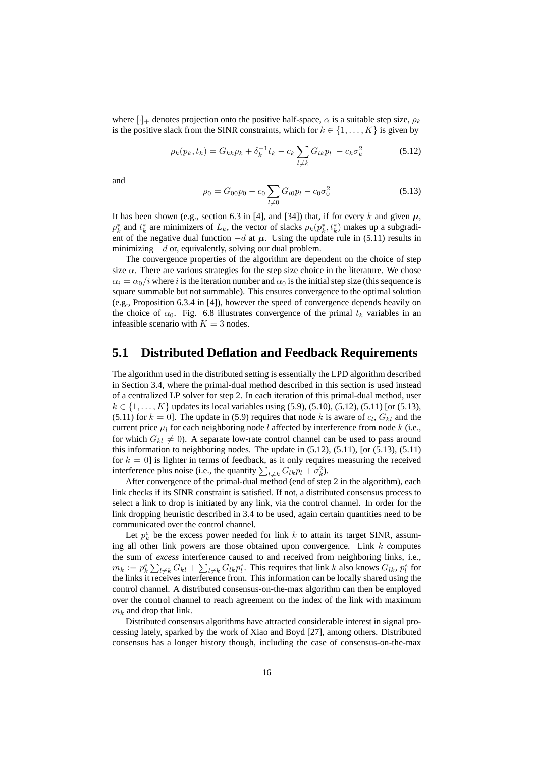where $[\cdot]_+$ denotes projection onto the positive half-space, $\alpha$ is a suitable step size, $\rho_k$ is the positive slack from the SINR constraints, which for $k \in \{1, \ldots, K\}$ is given by

$$\rho_k(p_k, t_k) = G_{kk}p_k + \delta_k^{-1}t_k - c_k \sum_{l \neq k} G_{lk}p_l \; - c_k\sigma_k^2 \tag{5.12}$$

and

$$\rho_0 = G_{00}p_0 - c_0 \sum_{l \neq 0} G_{l0}p_l - c_0\sigma_0^2 \tag{5.13}$$

It has been shown (e.g., section 6.3 in [4], and [34]) that, if for every $k$ and given $\boldsymbol{\mu}$, $p_k^*$ and $t_k^*$ are minimizers of $L_k$, the vector of slacks $\rho_k(p_k^*, t_k^*)$ makes up a subgradient of the negative dual function $-d$ at $\boldsymbol{\mu}$. Using the update rule in (5.11) results in minimizing $-d$ or, equivalently, solving our dual problem.

The convergence properties of the algorithm are dependent on the choice of step size $\alpha$. There are various strategies for the step size choice in the literature. We chose $\alpha_i = \alpha_0/i$ where $i$ is the iteration number and $\alpha_0$ is the initial step size (this sequence is square summable but not summable). This ensures convergence to the optimal solution (e.g., Proposition 6.3.4 in [4]), however the speed of convergence depends heavily on the choice of $\alpha_0$. Fig. 6.8 illustrates convergence of the primal $t_k$ variables in an infeasible scenario with $K = 3$ nodes.

## 5.1 Distributed Deflation and Feedback Requirements

The algorithm used in the distributed setting is essentially the LPD algorithm described in Section 3.4, where the primal-dual method described in this section is used instead of a centralized LP solver for step 2. In each iteration of this primal-dual method, user $k \in \{1, \ldots, K\}$ updates its local variables using (5.9), (5.10), (5.12), (5.11) [or (5.13), (5.11) for $k = 0$]. The update in (5.9) requires that node $k$ is aware of $c_l$, $G_{kl}$ and the current price $\mu_l$ for each neighboring node $l$ affected by interference from node $k$ (i.e., for which $G_{kl} \neq 0$). A separate low-rate control channel can be used to pass around this information to neighboring nodes. The update in (5.12), (5.11), [or (5.13), (5.11) for $k = 0$] is lighter in terms of feedback, as it only requires measuring the received interference plus noise (i.e., the quantity $\sum_{l \neq k} G_{lk}p_l + \sigma_k^2$).

After convergence of the primal-dual method (end of step 2 in the algorithm), each link checks if its SINR constraint is satisfied. If not, a distributed consensus process to select a link to drop is initiated by any link, via the control channel. In order for the link dropping heuristic described in 3.4 to be used, again certain quantities need to be communicated over the control channel.

Let $p_k^e$ be the excess power needed for link $k$ to attain its target SINR, assuming all other link powers are those obtained upon convergence. Link $k$ computes the sum of *excess* interference caused to and received from neighboring links, i.e., $m_k := p_k^e \sum_{l \neq k} G_{kl} + \sum_{l \neq k} G_{lk}p_l^e$. This requires that link $k$ also knows $G_{lk}$, $p_l^e$ for the links it receives interference from. This information can be locally shared using the control channel. A distributed consensus-on-the-max algorithm can then be employed over the control channel to reach agreement on the index of the link with maximum $m_k$ and drop that link.

Distributed consensus algorithms have attracted considerable interest in signal processing lately, sparked by the work of Xiao and Boyd [27], among others. Distributed consensus has a longer history though, including the case of consensus-on-the-max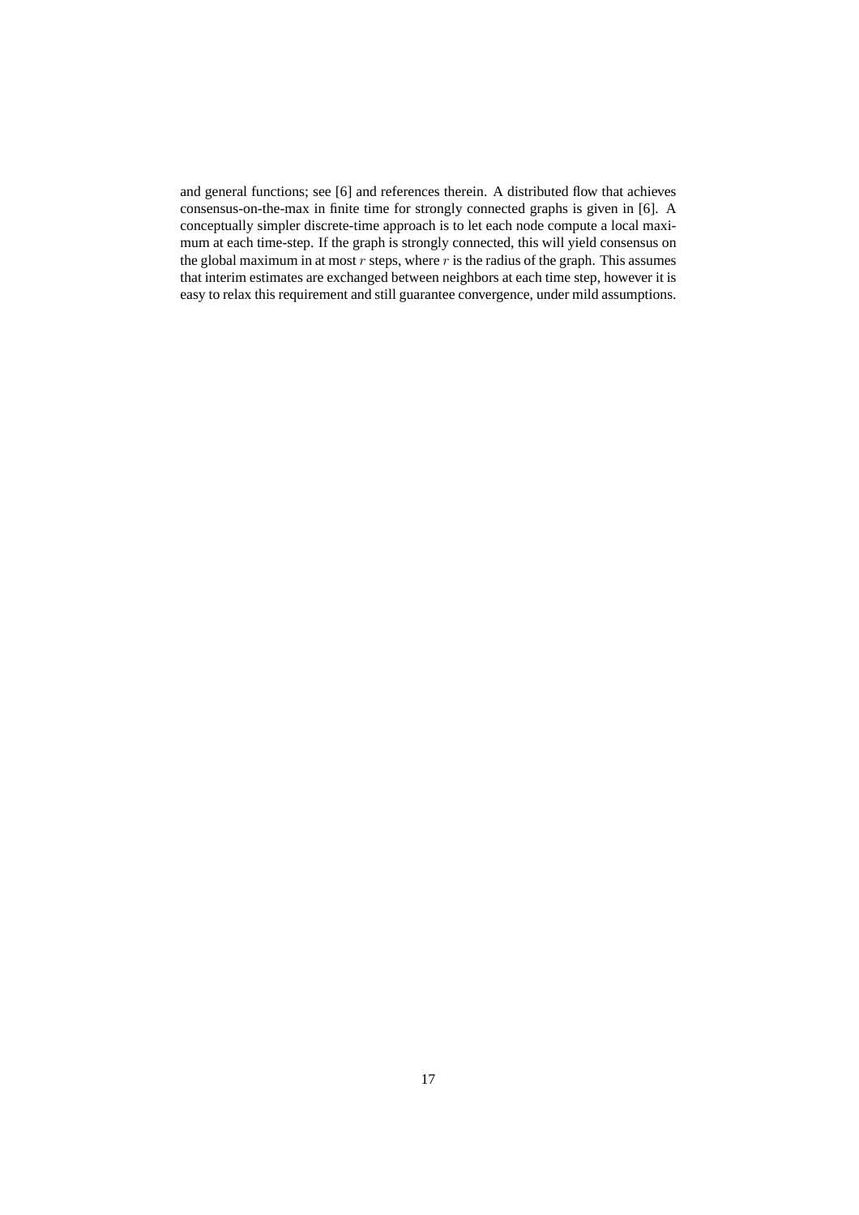and general functions; see [6] and references therein. A distributed flow that achieves consensus-on-the-max in finite time for strongly connected graphs is given in [6]. A conceptually simpler discrete-time approach is to let each node compute a local maximum at each time-step. If the graph is strongly connected, this will yield consensus on the global maximum in at most $r$ steps, where $r$ is the radius of the graph. This assumes that interim estimates are exchanged between neighbors at each time step, however it is easy to relax this requirement and still guarantee convergence, under mild assumptions.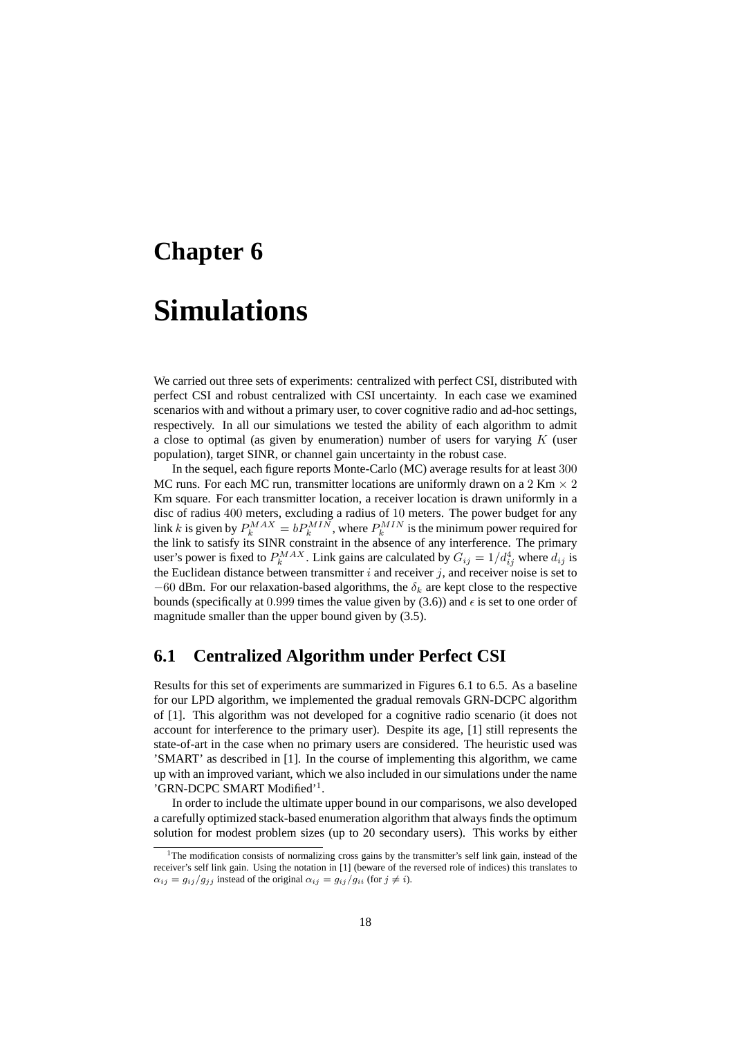# Chapter 6

# Simulations

We carried out three sets of experiments: centralized with perfect CSI, distributed with perfect CSI and robust centralized with CSI uncertainty. In each case we examined scenarios with and without a primary user, to cover cognitive radio and ad-hoc settings, respectively. In all our simulations we tested the ability of each algorithm to admit a close to optimal (as given by enumeration) number of users for varying $K$ (user population), target SINR, or channel gain uncertainty in the robust case.

In the sequel, each figure reports Monte-Carlo (MC) average results for at least $300$ MC runs. For each MC run, transmitter locations are uniformly drawn on a $2$ Km $\times$ $2$ Km square. For each transmitter location, a receiver location is drawn uniformly in a disc of radius $400$ meters, excluding a radius of $10$ meters. The power budget for any link $k$ is given by $P_k^{MAX} = bP_k^{MIN}$, where $P_k^{MIN}$ is the minimum power required for the link to satisfy its SINR constraint in the absence of any interference. The primary user's power is fixed to $P_k^{MAX}$. Link gains are calculated by $G_{ij} = 1/d_{ij}^4$ where $d_{ij}$ is the Euclidean distance between transmitter $i$ and receiver $j$, and receiver noise is set to $-60$ dBm. For our relaxation-based algorithms, the $\delta_k$ are kept close to the respective bounds (specifically at $0.999$ times the value given by (3.6)) and $\epsilon$ is set to one order of magnitude smaller than the upper bound given by (3.5).

## 6.1 Centralized Algorithm under Perfect CSI

Results for this set of experiments are summarized in Figures 6.1 to 6.5. As a baseline for our LPD algorithm, we implemented the gradual removals GRN-DCPC algorithm of [1]. This algorithm was not developed for a cognitive radio scenario (it does not account for interference to the primary user). Despite its age, [1] still represents the state-of-art in the case when no primary users are considered. The heuristic used was 'SMART' as described in [1]. In the course of implementing this algorithm, we came up with an improved variant, which we also included in our simulations under the name 'GRN-DCPC SMART Modified'[1].

In order to include the ultimate upper bound in our comparisons, we also developed a carefully optimized stack-based enumeration algorithm that always finds the optimum solution for modest problem sizes (up to 20 secondary users). This works by either

[1] The modification consists of normalizing cross gains by the transmitter's self link gain, instead of the receiver's self link gain. Using the notation in [1] (beware of the reversed role of indices) this translates to $\alpha_{ij} = g_{ij}/g_{jj}$ instead of the original $\alpha_{ij} = g_{ij}/g_{ii}$ (for $j \neq i$).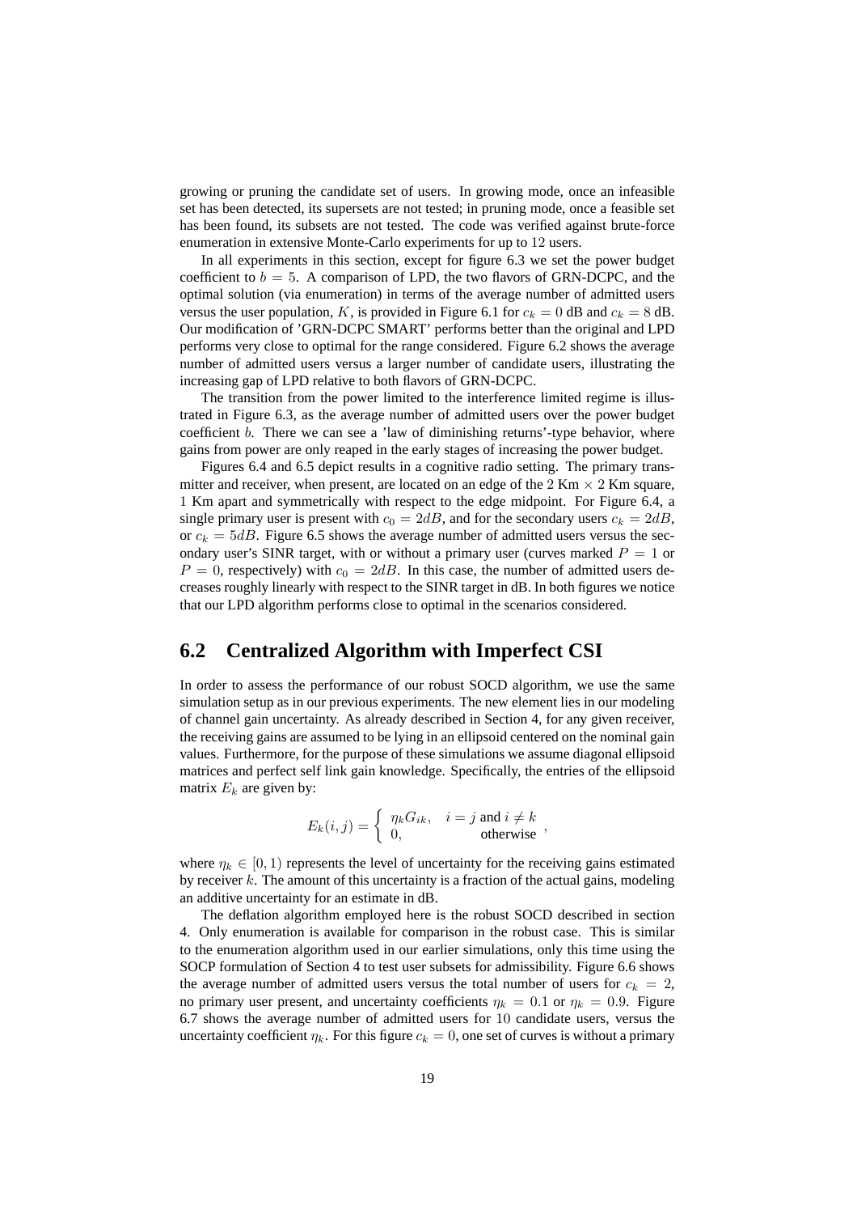growing or pruning the candidate set of users. In growing mode, once an infeasible set has been detected, its supersets are not tested; in pruning mode, once a feasible set has been found, its subsets are not tested. The code was verified against brute-force enumeration in extensive Monte-Carlo experiments for up to 12 users.

In all experiments in this section, except for figure 6.3 we set the power budget coefficient to $b = 5$. A comparison of LPD, the two flavors of GRN-DCPC, and the optimal solution (via enumeration) in terms of the average number of admitted users versus the user population, $K$, is provided in Figure 6.1 for $c_k = 0$ dB and $c_k = 8$ dB. Our modification of 'GRN-DCPC SMART' performs better than the original and LPD performs very close to optimal for the range considered. Figure 6.2 shows the average number of admitted users versus a larger number of candidate users, illustrating the increasing gap of LPD relative to both flavors of GRN-DCPC.

The transition from the power limited to the interference limited regime is illustrated in Figure 6.3, as the average number of admitted users over the power budget coefficient $b$. There we can see a 'law of diminishing returns'-type behavior, where gains from power are only reaped in the early stages of increasing the power budget.

Figures 6.4 and 6.5 depict results in a cognitive radio setting. The primary transmitter and receiver, when present, are located on an edge of the 2 Km $\times$ 2 Km square, 1 Km apart and symmetrically with respect to the edge midpoint. For Figure 6.4, a single primary user is present with $c_0 = 2dB$, and for the secondary users $c_k = 2dB$, or $c_k = 5dB$. Figure 6.5 shows the average number of admitted users versus the secondary user's SINR target, with or without a primary user (curves marked $P = 1$ or $P = 0$, respectively) with $c_0 = 2dB$. In this case, the number of admitted users decreases roughly linearly with respect to the SINR target in dB. In both figures we notice that our LPD algorithm performs close to optimal in the scenarios considered.

## 6.2 Centralized Algorithm with Imperfect CSI

In order to assess the performance of our robust SOCD algorithm, we use the same simulation setup as in our previous experiments. The new element lies in our modeling of channel gain uncertainty. As already described in Section 4, for any given receiver, the receiving gains are assumed to be lying in an ellipsoid centered on the nominal gain values. Furthermore, for the purpose of these simulations we assume diagonal ellipsoid matrices and perfect self link gain knowledge. Specifically, the entries of the ellipsoid matrix $E_k$ are given by:

$$E_k(i,j) = \begin{cases} \eta_k G_{ik}, & i = j \text{ and } i \neq k \\ 0, & \text{otherwise} \end{cases},$$

where $\eta_k \in [0, 1)$ represents the level of uncertainty for the receiving gains estimated by receiver $k$. The amount of this uncertainty is a fraction of the actual gains, modeling an additive uncertainty for an estimate in dB.

The deflation algorithm employed here is the robust SOCD described in section 4. Only enumeration is available for comparison in the robust case. This is similar to the enumeration algorithm used in our earlier simulations, only this time using the SOCP formulation of Section 4 to test user subsets for admissibility. Figure 6.6 shows the average number of admitted users versus the total number of users for $c_k = 2$, no primary user present, and uncertainty coefficients $\eta_k = 0.1$ or $\eta_k = 0.9$. Figure 6.7 shows the average number of admitted users for 10 candidate users, versus the uncertainty coefficient $\eta_k$. For this figure $c_k = 0$, one set of curves is without a primary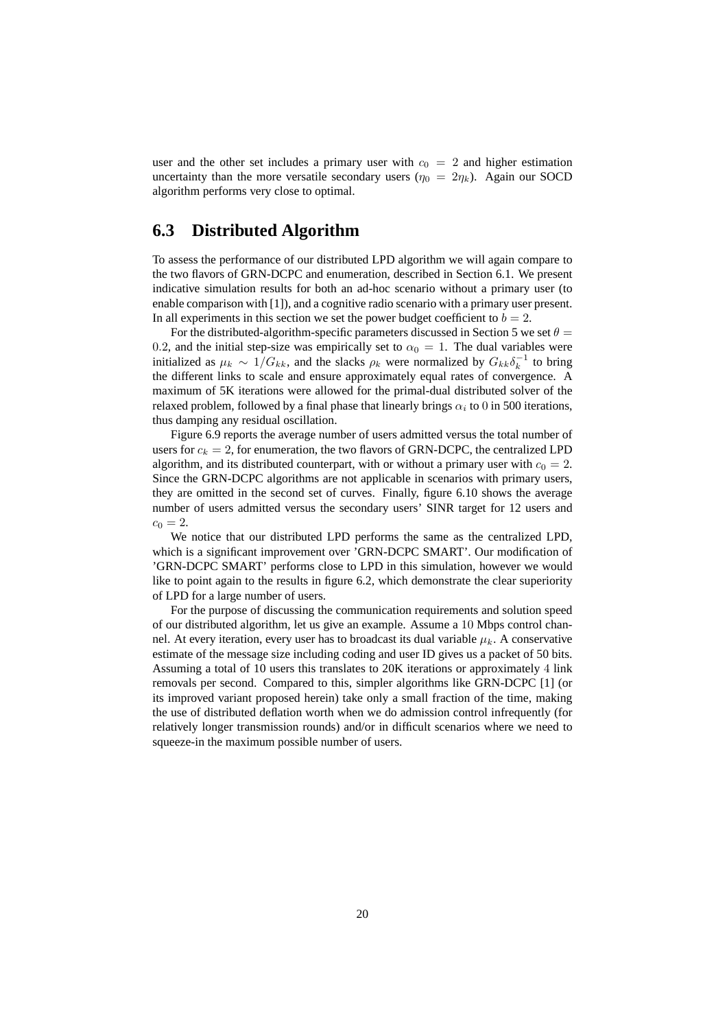user and the other set includes a primary user with $c_0 = 2$ and higher estimation uncertainty than the more versatile secondary users ($\eta_0 = 2\eta_k$). Again our SOCD algorithm performs very close to optimal.

## 6.3 Distributed Algorithm

To assess the performance of our distributed LPD algorithm we will again compare to the two flavors of GRN-DCPC and enumeration, described in Section 6.1. We present indicative simulation results for both an ad-hoc scenario without a primary user (to enable comparison with [1]), and a cognitive radio scenario with a primary user present. In all experiments in this section we set the power budget coefficient to $b = 2$.

For the distributed-algorithm-specific parameters discussed in Section 5 we set $\theta = 0.2$, and the initial step-size was empirically set to $\alpha_0 = 1$. The dual variables were initialized as $\mu_k \sim 1/G_{kk}$, and the slacks $\rho_k$ were normalized by $G_{kk}\delta_k^{-1}$ to bring the different links to scale and ensure approximately equal rates of convergence. A maximum of 5K iterations were allowed for the primal-dual distributed solver of the relaxed problem, followed by a final phase that linearly brings $\alpha_i$ to $0$ in 500 iterations, thus damping any residual oscillation.

Figure 6.9 reports the average number of users admitted versus the total number of users for $c_k = 2$, for enumeration, the two flavors of GRN-DCPC, the centralized LPD algorithm, and its distributed counterpart, with or without a primary user with $c_0 = 2$. Since the GRN-DCPC algorithms are not applicable in scenarios with primary users, they are omitted in the second set of curves. Finally, figure 6.10 shows the average number of users admitted versus the secondary users' SINR target for 12 users and $c_0 = 2$.

We notice that our distributed LPD performs the same as the centralized LPD, which is a significant improvement over 'GRN-DCPC SMART'. Our modification of 'GRN-DCPC SMART' performs close to LPD in this simulation, however we would like to point again to the results in figure 6.2, which demonstrate the clear superiority of LPD for a large number of users.

For the purpose of discussing the communication requirements and solution speed of our distributed algorithm, let us give an example. Assume a $10$ Mbps control channel. At every iteration, every user has to broadcast its dual variable $\mu_k$. A conservative estimate of the message size including coding and user ID gives us a packet of 50 bits. Assuming a total of 10 users this translates to 20K iterations or approximately $4$ link removals per second. Compared to this, simpler algorithms like GRN-DCPC [1] (or its improved variant proposed herein) take only a small fraction of the time, making the use of distributed deflation worth when we do admission control infrequently (for relatively longer transmission rounds) and/or in difficult scenarios where we need to squeeze-in the maximum possible number of users.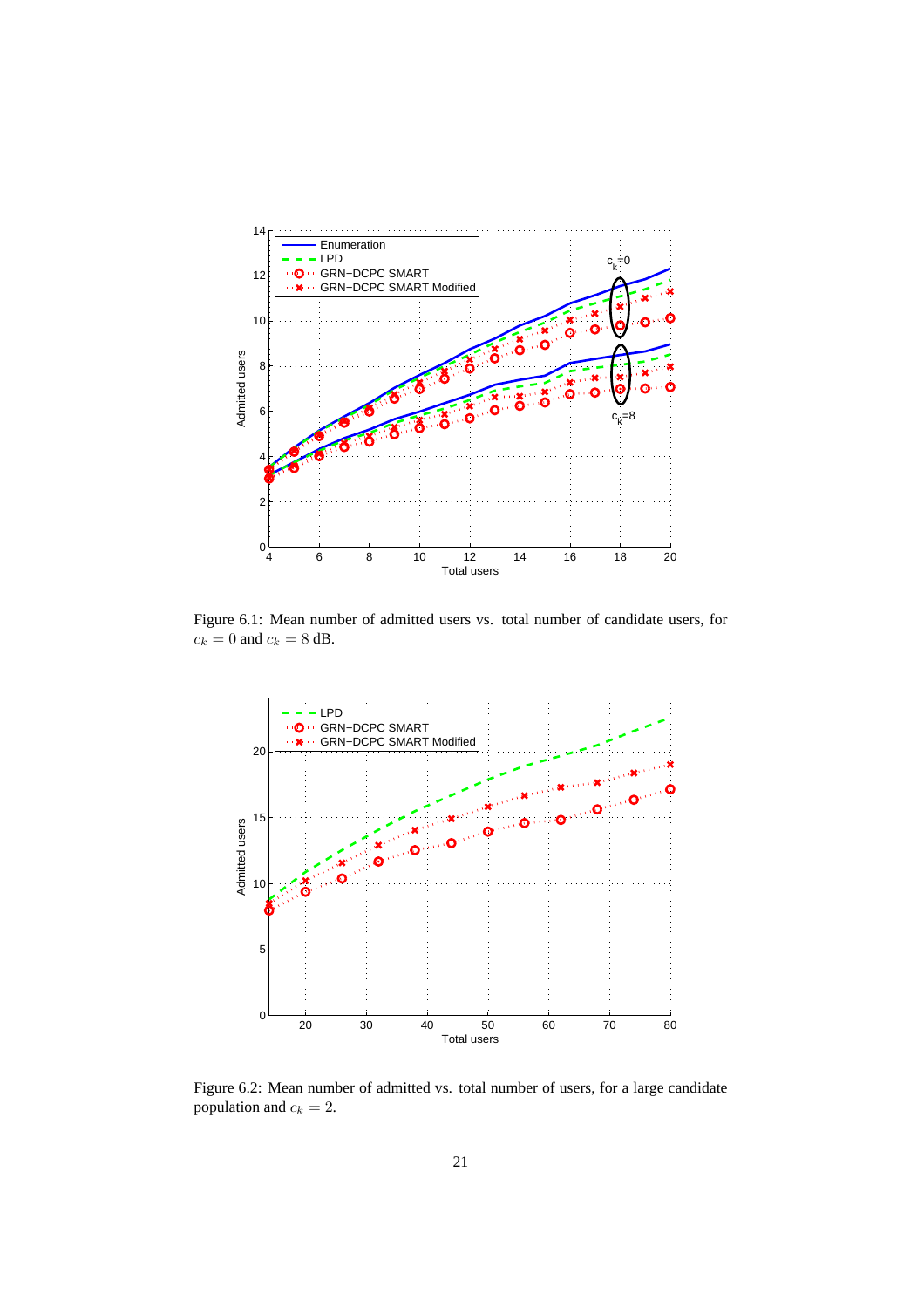Figure 6.1: Mean number of admitted users vs. total number of candidate users, for $c_k = 0$ and $c_k = 8$ dB.

Figure 6.2: Mean number of admitted vs. total number of users, for a large candidate population and $c_k = 2$.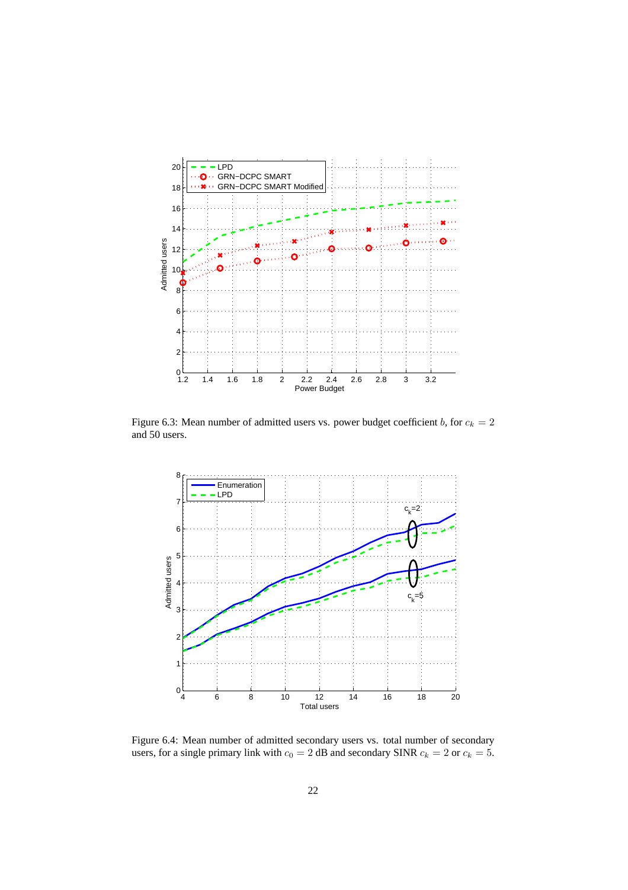Figure 6.3: Mean number of admitted users vs. power budget coefficient $b$, for $c_k = 2$ and 50 users.

Figure 6.4: Mean number of admitted secondary users vs. total number of secondary users, for a single primary link with $c_0 = 2$ dB and secondary SINR $c_k = 2$ or $c_k = 5$.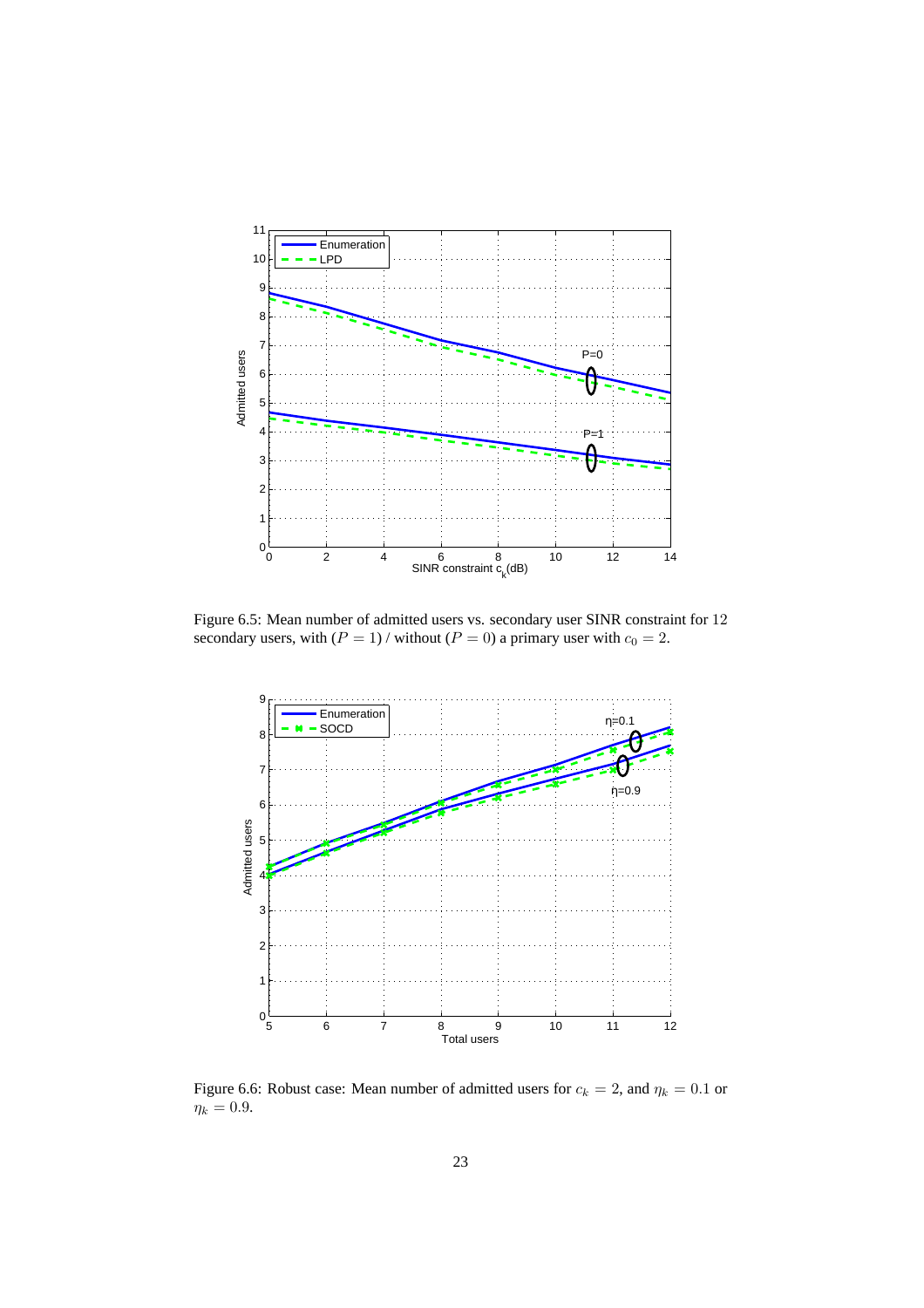Figure 6.5: Mean number of admitted users vs. secondary user SINR constraint for 12 secondary users, with ($P = 1$) / without ($P = 0$) a primary user with $c_0 = 2$.

Figure 6.6: Robust case: Mean number of admitted users for $c_k = 2$, and $\eta_k = 0.1$ or $\eta_k = 0.9$.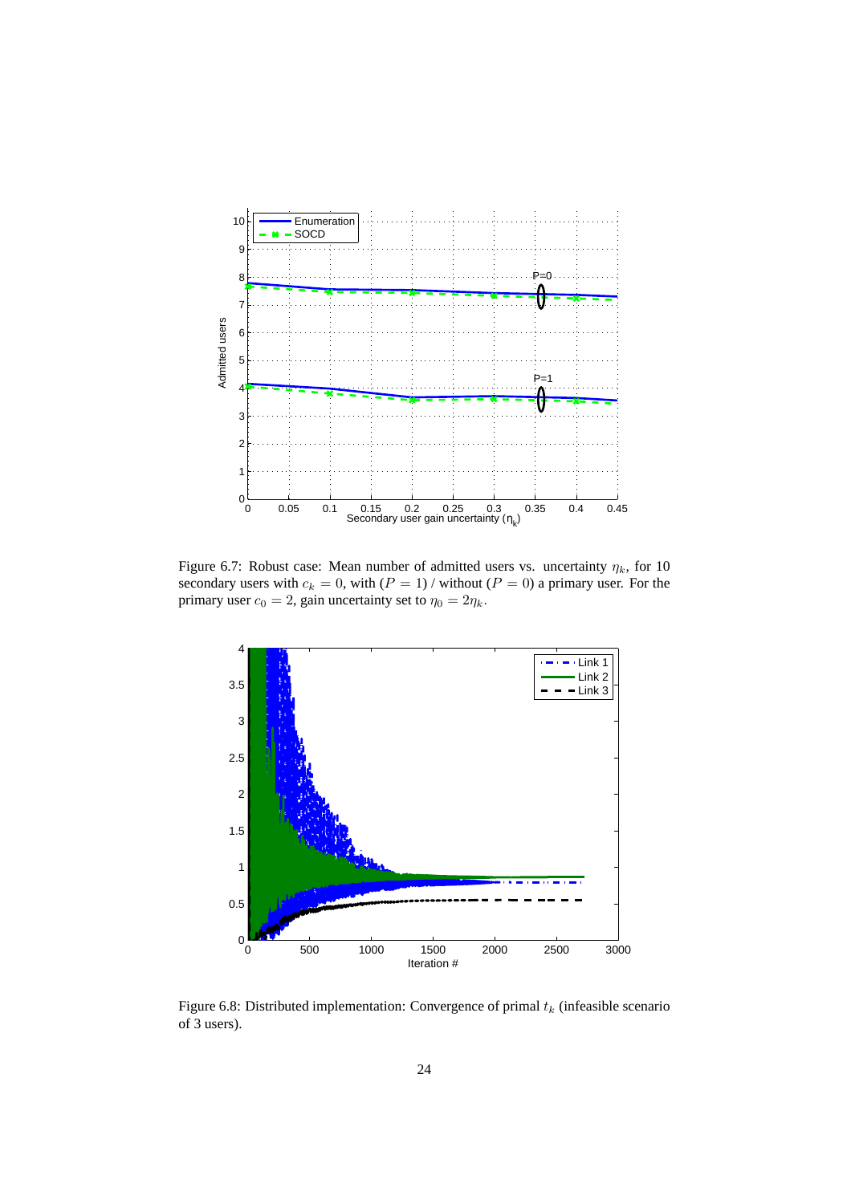Figure 6.7: Robust case: Mean number of admitted users vs. uncertainty $\eta_k$, for 10 secondary users with $c_k = 0$, with $(P = 1)$ / without $(P = 0)$ a primary user. For the primary user $c_0 = 2$, gain uncertainty set to $\eta_0 = 2\eta_k$.

Figure 6.8: Distributed implementation: Convergence of primal $t_k$ (infeasible scenario of 3 users).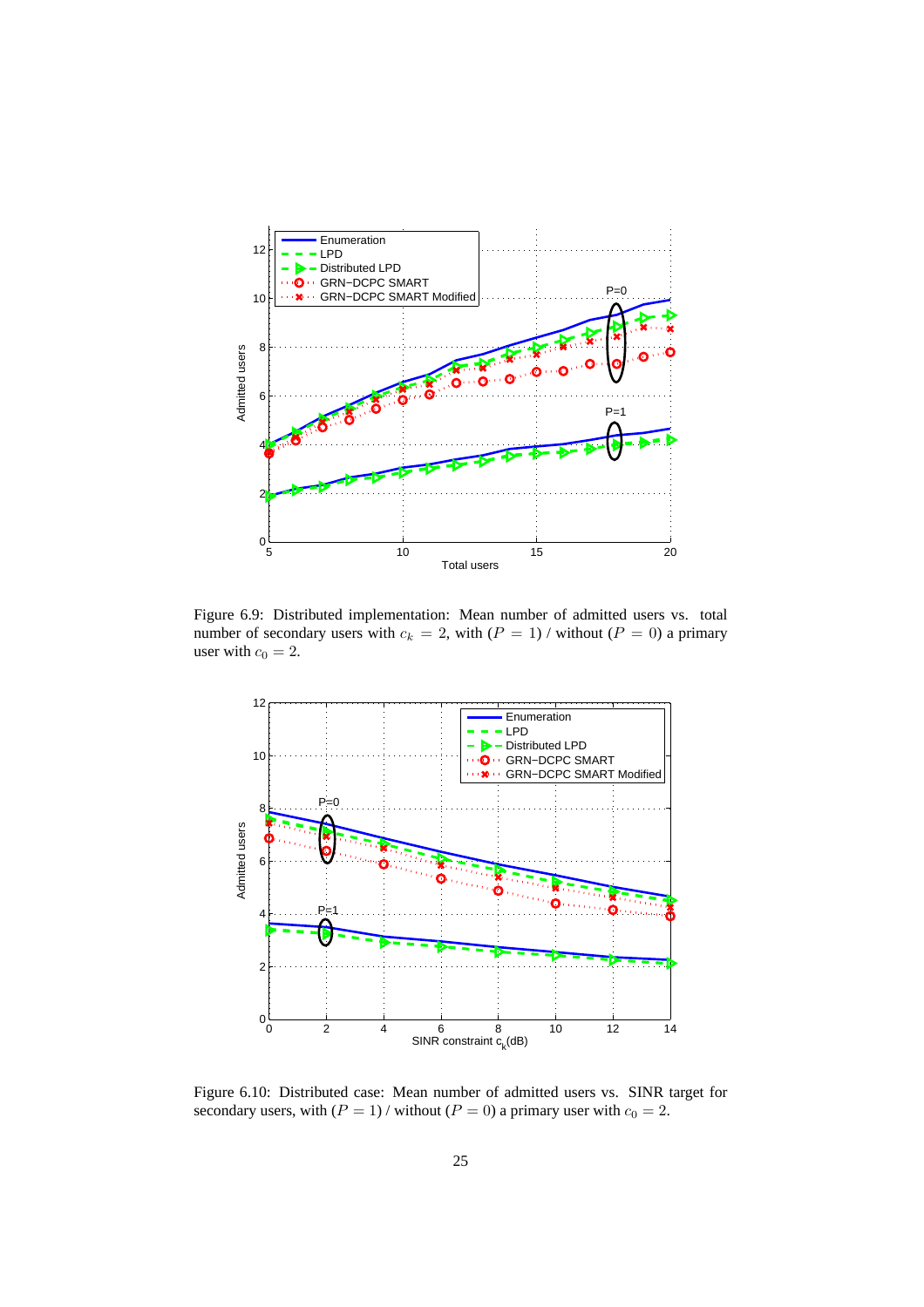Figure 6.9: Distributed implementation: Mean number of admitted users vs. total number of secondary users with $c_k = 2$, with ($P = 1$) / without ($P = 0$) a primary user with $c_0 = 2$.

Figure 6.10: Distributed case: Mean number of admitted users vs. SINR target for secondary users, with ($P = 1$) / without ($P = 0$) a primary user with $c_0 = 2$.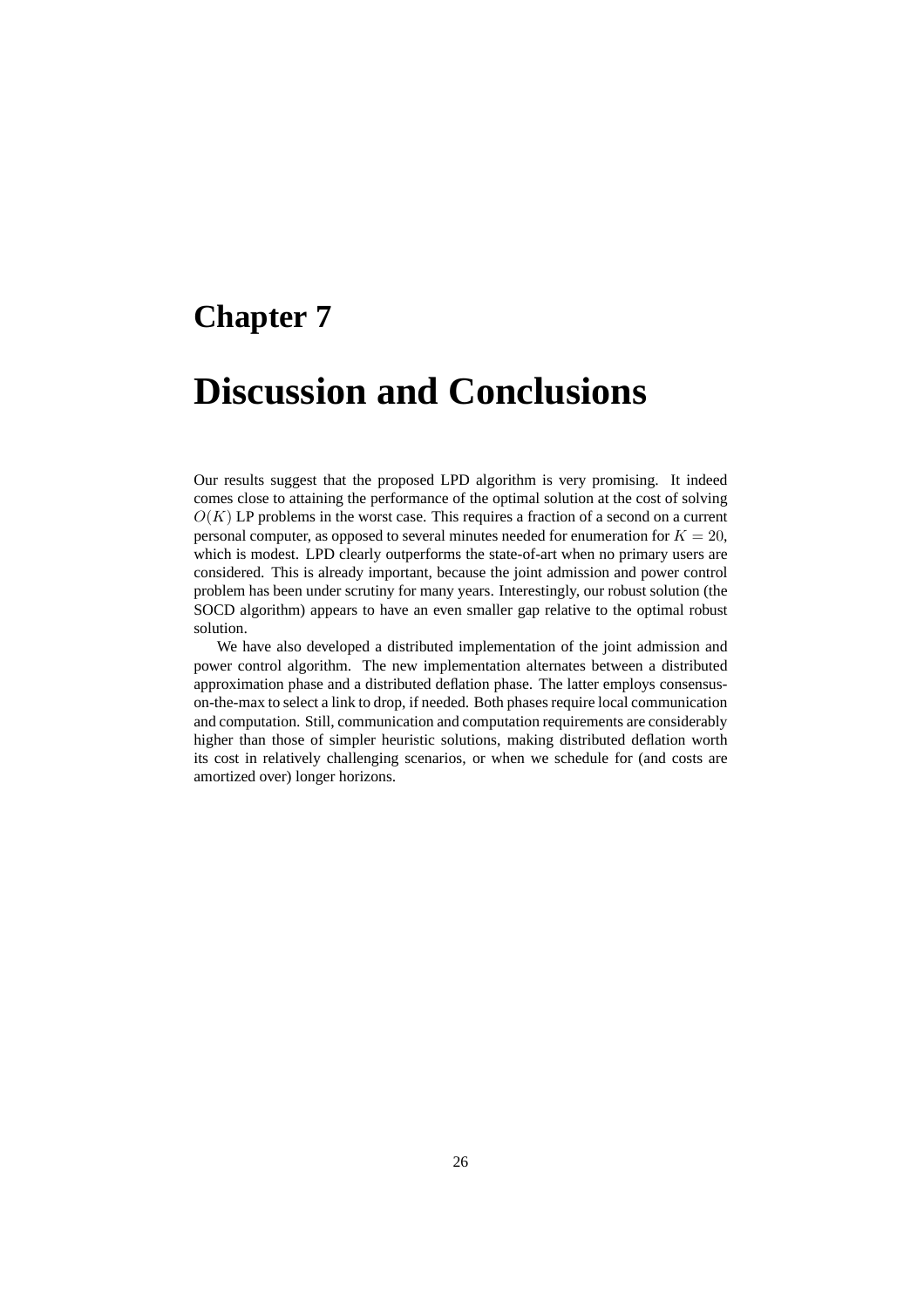# Chapter 7

# Discussion and Conclusions

Our results suggest that the proposed LPD algorithm is very promising. It indeed comes close to attaining the performance of the optimal solution at the cost of solving $O(K)$ LP problems in the worst case. This requires a fraction of a second on a current personal computer, as opposed to several minutes needed for enumeration for $K = 20$, which is modest. LPD clearly outperforms the state-of-art when no primary users are considered. This is already important, because the joint admission and power control problem has been under scrutiny for many years. Interestingly, our robust solution (the SOCD algorithm) appears to have an even smaller gap relative to the optimal robust solution.

We have also developed a distributed implementation of the joint admission and power control algorithm. The new implementation alternates between a distributed approximation phase and a distributed deflation phase. The latter employs consensus-on-the-max to select a link to drop, if needed. Both phases require local communication and computation. Still, communication and computation requirements are considerably higher than those of simpler heuristic solutions, making distributed deflation worth its cost in relatively challenging scenarios, or when we schedule for (and costs are amortized over) longer horizons.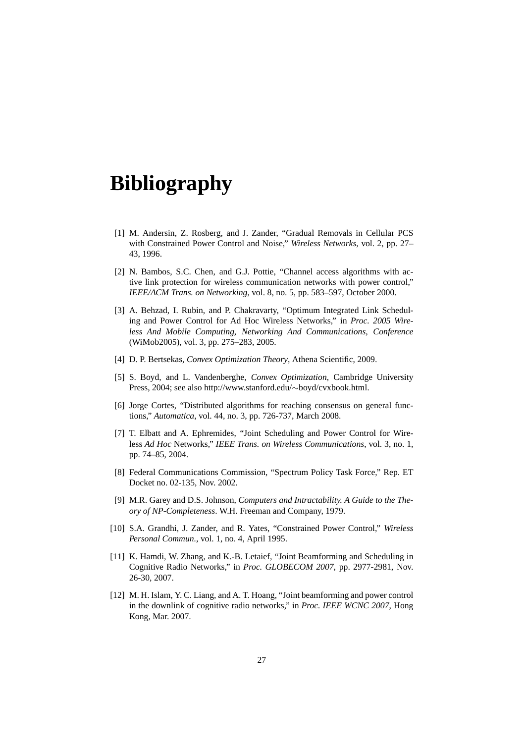# Bibliography

[1] M. Andersin, Z. Rosberg, and J. Zander, “Gradual Removals in Cellular PCS with Constrained Power Control and Noise,” *Wireless Networks*, vol. 2, pp. 27–43, 1996.

[2] N. Bambos, S.C. Chen, and G.J. Pottie, “Channel access algorithms with active link protection for wireless communication networks with power control,” *IEEE/ACM Trans. on Networking*, vol. 8, no. 5, pp. 583–597, October 2000.

[3] A. Behzad, I. Rubin, and P. Chakravarty, “Optimum Integrated Link Scheduling and Power Control for Ad Hoc Wireless Networks,” in *Proc. 2005 Wireless And Mobile Computing, Networking And Communications, Conference* (WiMob2005), vol. 3, pp. 275–283, 2005.

[4] D. P. Bertsekas, *Convex Optimization Theory*, Athena Scientific, 2009.

[5] S. Boyd, and L. Vandenberghe, *Convex Optimization*, Cambridge University Press, 2004; see also http://www.stanford.edu/∼boyd/cvxbook.html.

[6] Jorge Cortes, “Distributed algorithms for reaching consensus on general functions,” *Automatica*, vol. 44, no. 3, pp. 726-737, March 2008.

[7] T. Elbatt and A. Ephremides, “Joint Scheduling and Power Control for Wireless *Ad Hoc* Networks,” *IEEE Trans. on Wireless Communications*, vol. 3, no. 1, pp. 74–85, 2004.

[8] Federal Communications Commission, “Spectrum Policy Task Force,” Rep. ET Docket no. 02-135, Nov. 2002.

[9] M.R. Garey and D.S. Johnson, *Computers and Intractability. A Guide to the Theory of NP-Completeness*. W.H. Freeman and Company, 1979.

[10] S.A. Grandhi, J. Zander, and R. Yates, “Constrained Power Control,” *Wireless Personal Commun.*, vol. 1, no. 4, April 1995.

[11] K. Hamdi, W. Zhang, and K.-B. Letaief, “Joint Beamforming and Scheduling in Cognitive Radio Networks,” in *Proc. GLOBECOM 2007*, pp. 2977-2981, Nov. 26-30, 2007.

[12] M. H. Islam, Y. C. Liang, and A. T. Hoang, “Joint beamforming and power control in the downlink of cognitive radio networks,” in *Proc. IEEE WCNC 2007*, Hong Kong, Mar. 2007.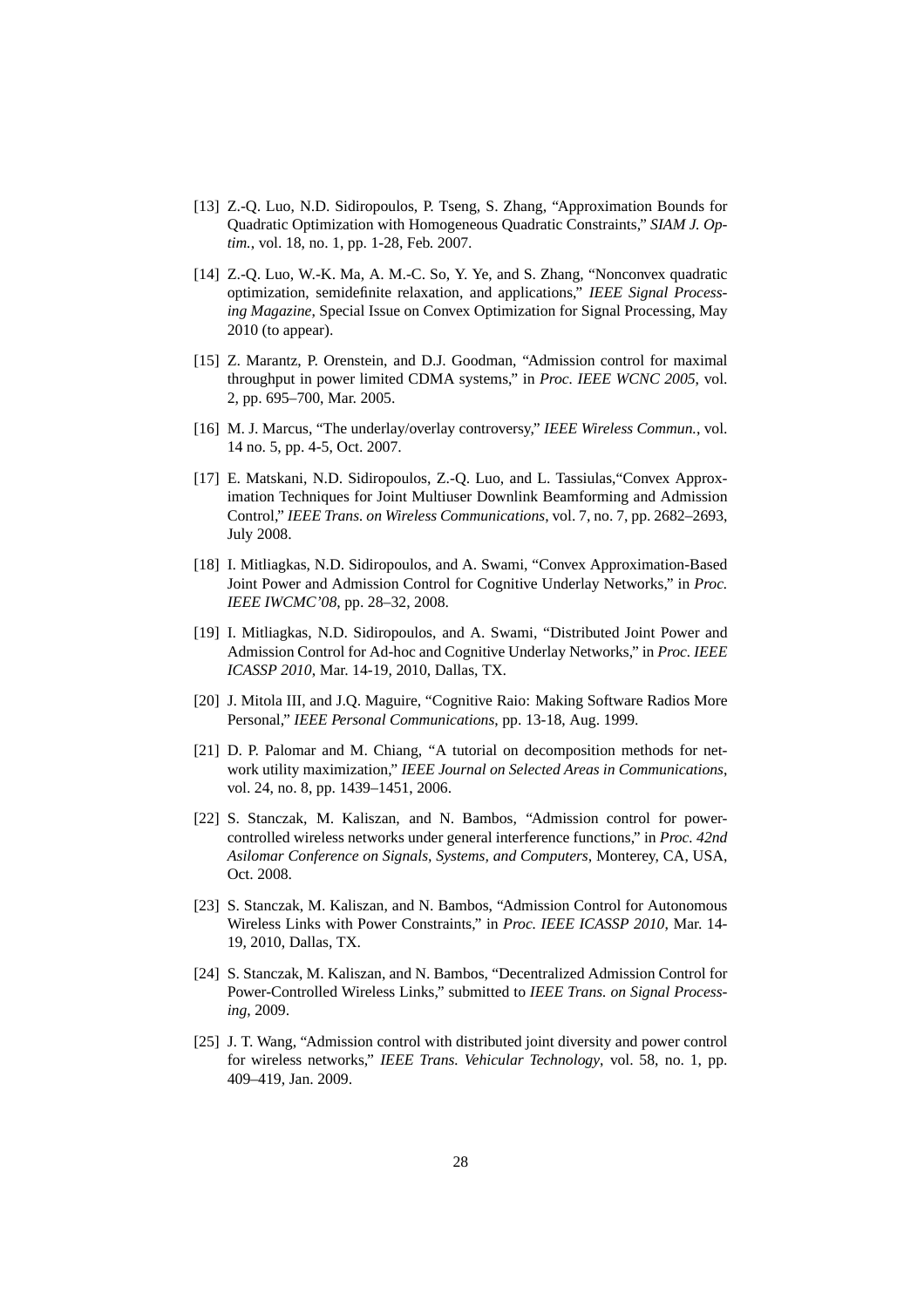[13] Z.-Q. Luo, N.D. Sidiropoulos, P. Tseng, S. Zhang, "Approximation Bounds for Quadratic Optimization with Homogeneous Quadratic Constraints," *SIAM J. Optim.*, vol. 18, no. 1, pp. 1-28, Feb. 2007.

[14] Z.-Q. Luo, W.-K. Ma, A. M.-C. So, Y. Ye, and S. Zhang, "Nonconvex quadratic optimization, semidefinite relaxation, and applications," *IEEE Signal Processing Magazine*, Special Issue on Convex Optimization for Signal Processing, May 2010 (to appear).

[15] Z. Marantz, P. Orenstein, and D.J. Goodman, "Admission control for maximal throughput in power limited CDMA systems," in *Proc. IEEE WCNC 2005*, vol. 2, pp. 695–700, Mar. 2005.

[16] M. J. Marcus, "The underlay/overlay controversy," *IEEE Wireless Commun.*, vol. 14 no. 5, pp. 4-5, Oct. 2007.

[17] E. Matskani, N.D. Sidiropoulos, Z.-Q. Luo, and L. Tassiulas,"Convex Approximation Techniques for Joint Multiuser Downlink Beamforming and Admission Control," *IEEE Trans. on Wireless Communications*, vol. 7, no. 7, pp. 2682–2693, July 2008.

[18] I. Mitliagkas, N.D. Sidiropoulos, and A. Swami, "Convex Approximation-Based Joint Power and Admission Control for Cognitive Underlay Networks," in *Proc. IEEE IWCMC'08*, pp. 28–32, 2008.

[19] I. Mitliagkas, N.D. Sidiropoulos, and A. Swami, "Distributed Joint Power and Admission Control for Ad-hoc and Cognitive Underlay Networks," in *Proc. IEEE ICASSP 2010*, Mar. 14-19, 2010, Dallas, TX.

[20] J. Mitola III, and J.Q. Maguire, "Cognitive Raio: Making Software Radios More Personal," *IEEE Personal Communications*, pp. 13-18, Aug. 1999.

[21] D. P. Palomar and M. Chiang, "A tutorial on decomposition methods for network utility maximization," *IEEE Journal on Selected Areas in Communications*, vol. 24, no. 8, pp. 1439–1451, 2006.

[22] S. Stanczak, M. Kaliszan, and N. Bambos, "Admission control for power-controlled wireless networks under general interference functions," in *Proc. 42nd Asilomar Conference on Signals, Systems, and Computers*, Monterey, CA, USA, Oct. 2008.

[23] S. Stanczak, M. Kaliszan, and N. Bambos, "Admission Control for Autonomous Wireless Links with Power Constraints," in *Proc. IEEE ICASSP 2010*, Mar. 14-19, 2010, Dallas, TX.

[24] S. Stanczak, M. Kaliszan, and N. Bambos, "Decentralized Admission Control for Power-Controlled Wireless Links," submitted to *IEEE Trans. on Signal Processing*, 2009.

[25] J. T. Wang, "Admission control with distributed joint diversity and power control for wireless networks," *IEEE Trans. Vehicular Technology*, vol. 58, no. 1, pp. 409–419, Jan. 2009.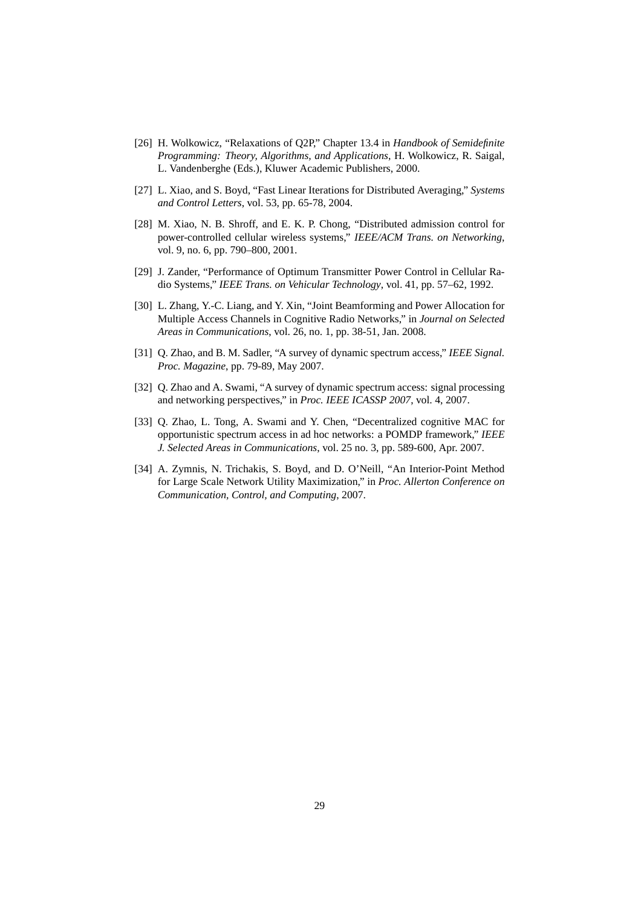[26] H. Wolkowicz, "Relaxations of Q2P," Chapter 13.4 in *Handbook of Semidefinite Programming: Theory, Algorithms, and Applications*, H. Wolkowicz, R. Saigal, L. Vandenberghe (Eds.), Kluwer Academic Publishers, 2000.

[27] L. Xiao, and S. Boyd, "Fast Linear Iterations for Distributed Averaging," *Systems and Control Letters*, vol. 53, pp. 65-78, 2004.

[28] M. Xiao, N. B. Shroff, and E. K. P. Chong, "Distributed admission control for power-controlled cellular wireless systems," *IEEE/ACM Trans. on Networking*, vol. 9, no. 6, pp. 790–800, 2001.

[29] J. Zander, "Performance of Optimum Transmitter Power Control in Cellular Radio Systems," *IEEE Trans. on Vehicular Technology*, vol. 41, pp. 57–62, 1992.

[30] L. Zhang, Y.-C. Liang, and Y. Xin, "Joint Beamforming and Power Allocation for Multiple Access Channels in Cognitive Radio Networks," in *Journal on Selected Areas in Communications*, vol. 26, no. 1, pp. 38-51, Jan. 2008.

[31] Q. Zhao, and B. M. Sadler, "A survey of dynamic spectrum access," *IEEE Signal. Proc. Magazine*, pp. 79-89, May 2007.

[32] Q. Zhao and A. Swami, "A survey of dynamic spectrum access: signal processing and networking perspectives," in *Proc. IEEE ICASSP 2007*, vol. 4, 2007.

[33] Q. Zhao, L. Tong, A. Swami and Y. Chen, "Decentralized cognitive MAC for opportunistic spectrum access in ad hoc networks: a POMDP framework," *IEEE J. Selected Areas in Communications*, vol. 25 no. 3, pp. 589-600, Apr. 2007.

[34] A. Zymnis, N. Trichakis, S. Boyd, and D. O'Neill, "An Interior-Point Method for Large Scale Network Utility Maximization," in *Proc. Allerton Conference on Communication, Control, and Computing*, 2007.